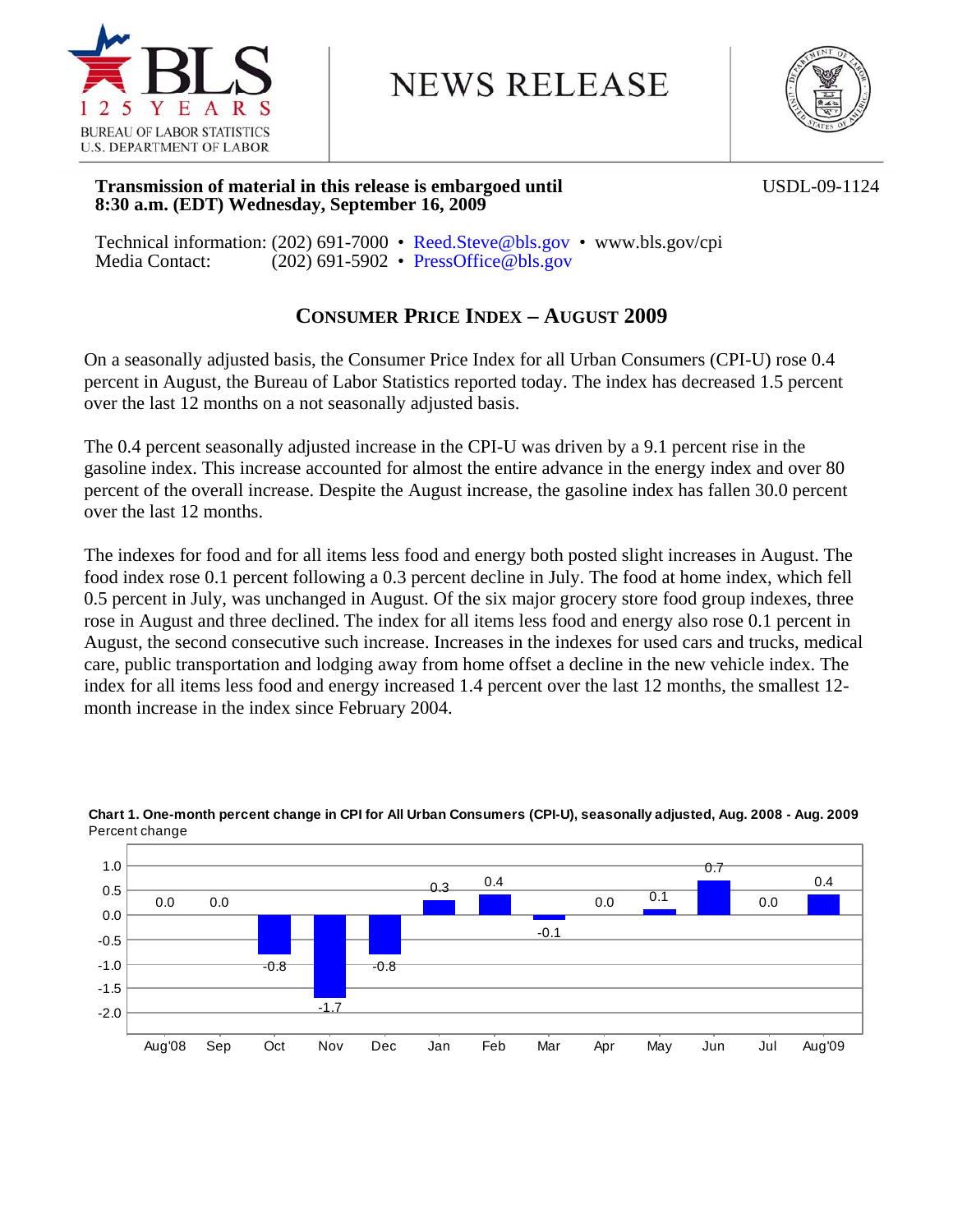NEWS RELEASE

**Transmission of material in this release is embargoed until 8:30 a.m. (EDT) Wednesday, September 16, 2009**

USDL-09-1124

Technical information: (202) 691-7000 • Reed.Steve@bls.gov • www.bls.gov/cpi
Media Contact: (202) 691-5902 • PressOffice@bls.gov

# CONSUMER PRICE INDEX – AUGUST 2009

On a seasonally adjusted basis, the Consumer Price Index for all Urban Consumers (CPI-U) rose 0.4 percent in August, the Bureau of Labor Statistics reported today. The index has decreased 1.5 percent over the last 12 months on a not seasonally adjusted basis.

The 0.4 percent seasonally adjusted increase in the CPI-U was driven by a 9.1 percent rise in the gasoline index. This increase accounted for almost the entire advance in the energy index and over 80 percent of the overall increase. Despite the August increase, the gasoline index has fallen 30.0 percent over the last 12 months.

The indexes for food and for all items less food and energy both posted slight increases in August. The food index rose 0.1 percent following a 0.3 percent decline in July. The food at home index, which fell 0.5 percent in July, was unchanged in August. Of the six major grocery store food group indexes, three rose in August and three declined. The index for all items less food and energy also rose 0.1 percent in August, the second consecutive such increase. Increases in the indexes for used cars and trucks, medical care, public transportation and lodging away from home offset a decline in the new vehicle index. The index for all items less food and energy increased 1.4 percent over the last 12 months, the smallest 12-month increase in the index since February 2004.

**Chart 1. One-month percent change in CPI for All Urban Consumers (CPI-U), seasonally adjusted, Aug. 2008 - Aug. 2009**
Percent change

| Month | Percent change |
|---|---|
| Aug'08 | 0.0 |
| Sep | 0.0 |
| Oct | -0.8 |
| Nov | -1.7 |
| Dec | -0.8 |
| Jan | 0.3 |
| Feb | 0.4 |
| Mar | -0.1 |
| Apr | 0.0 |
| May | 0.1 |
| Jun | 0.7 |
| Jul | 0.0 |
| Aug'09 | 0.4 |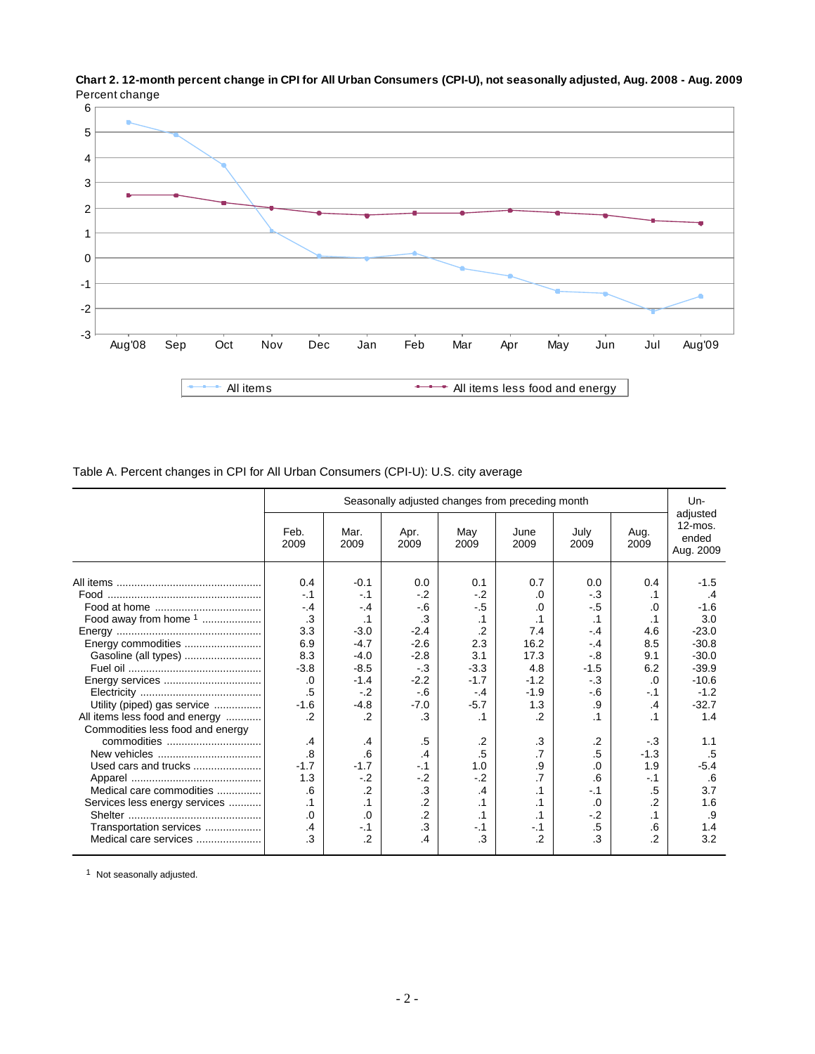**Chart 2. 12-month percent change in CPI for All Urban Consumers (CPI-U), not seasonally adjusted, Aug. 2008 - Aug. 2009**

Percent change

Table A. Percent changes in CPI for All Urban Consumers (CPI-U): U.S. city average

| | Seasonally adjusted changes from preceding month | | | | | | | Un-adjusted 12-mos. ended Aug. 2009 |
|---|---|---|---|---|---|---|---|---|
| | Feb. 2009 | Mar. 2009 | Apr. 2009 | May 2009 | June 2009 | July 2009 | Aug. 2009 | |
| All items | 0.4 | -0.1 | 0.0 | 0.1 | 0.7 | 0.0 | 0.4 | -1.5 |
| Food | -.1 | -.1 | -.2 | -.2 | .0 | -.3 | .1 | .4 |
| Food at home | -.4 | -.4 | -.6 | -.5 | .0 | -.5 | .0 | -1.6 |
| Food away from home [1] | .3 | .1 | .3 | .1 | .1 | .1 | .1 | 3.0 |
| Energy | 3.3 | -3.0 | -2.4 | .2 | 7.4 | -.4 | 4.6 | -23.0 |
| Energy commodities | 6.9 | -4.7 | -2.6 | 2.3 | 16.2 | -.4 | 8.5 | -30.8 |
| Gasoline (all types) | 8.3 | -4.0 | -2.8 | 3.1 | 17.3 | -.8 | 9.1 | -30.0 |
| Fuel oil | -3.8 | -8.5 | -.3 | -3.3 | 4.8 | -1.5 | 6.2 | -39.9 |
| Energy services | .0 | -1.4 | -2.2 | -1.7 | -1.2 | -.3 | .0 | -10.6 |
| Electricity | .5 | -.2 | -.6 | -.4 | -1.9 | -.6 | -.1 | -1.2 |
| Utility (piped) gas service | -1.6 | -4.8 | -7.0 | -5.7 | 1.3 | .9 | .4 | -32.7 |
| All items less food and energy | .2 | .2 | .3 | .1 | .2 | .1 | .1 | 1.4 |
| Commodities less food and energy commodities | .4 | .4 | .5 | .2 | .3 | .2 | -.3 | 1.1 |
| New vehicles | .8 | .6 | .4 | .5 | .7 | .5 | -1.3 | .5 |
| Used cars and trucks | -1.7 | -1.7 | -.1 | 1.0 | .9 | .0 | 1.9 | -5.4 |
| Apparel | 1.3 | -.2 | -.2 | -.2 | .7 | .6 | -.1 | .6 |
| Medical care commodities | .6 | .2 | .3 | .4 | .1 | -.1 | .5 | 3.7 |
| Services less energy services | .1 | .1 | .2 | .1 | .1 | .0 | .2 | 1.6 |
| Shelter | .0 | .0 | .2 | .1 | .1 | -.2 | .1 | .9 |
| Transportation services | .4 | -.1 | .3 | -.1 | -.1 | .5 | .6 | 1.4 |
| Medical care services | .3 | .2 | .4 | .3 | .2 | .3 | .2 | 3.2 |

[1] Not seasonally adjusted.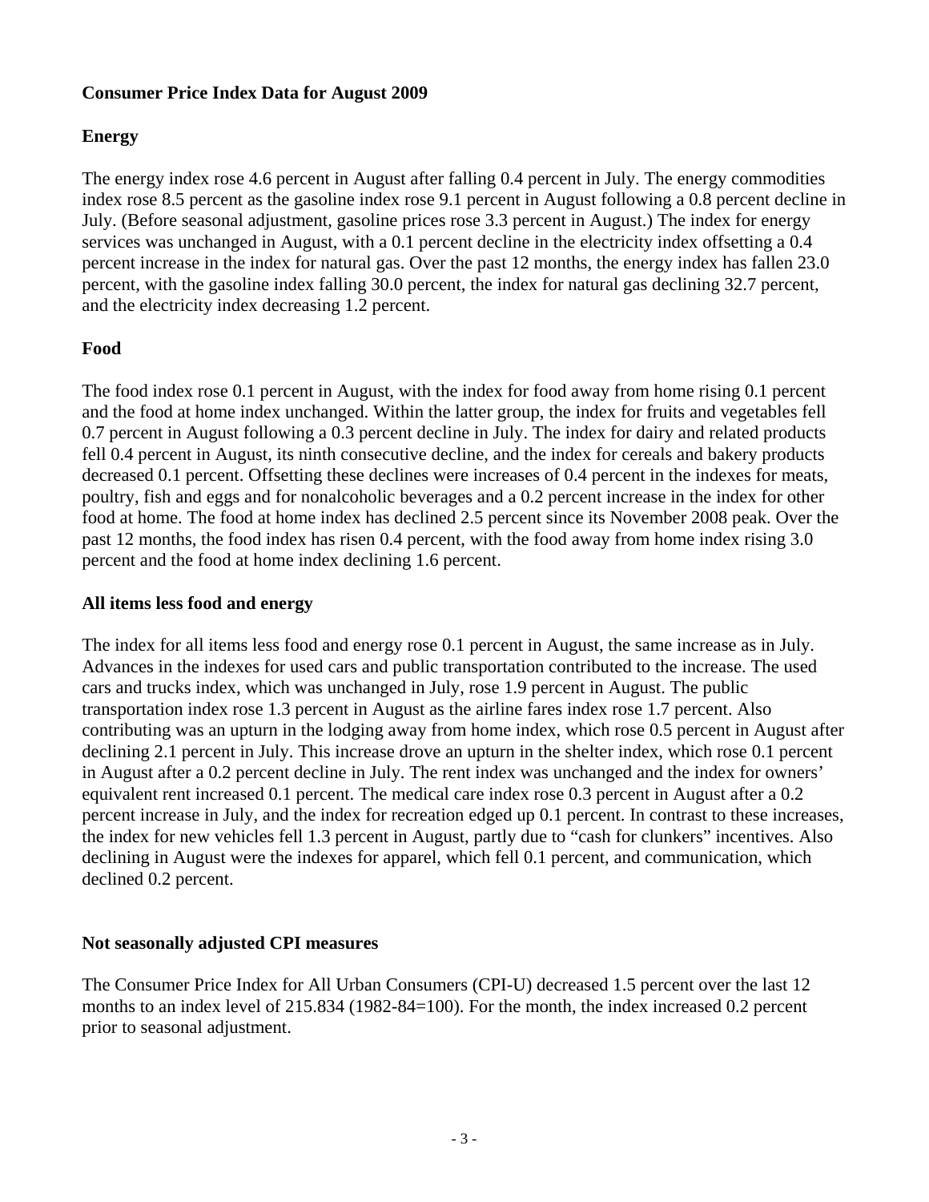**Consumer Price Index Data for August 2009**

**Energy**

The energy index rose 4.6 percent in August after falling 0.4 percent in July. The energy commodities index rose 8.5 percent as the gasoline index rose 9.1 percent in August following a 0.8 percent decline in July. (Before seasonal adjustment, gasoline prices rose 3.3 percent in August.) The index for energy services was unchanged in August, with a 0.1 percent decline in the electricity index offsetting a 0.4 percent increase in the index for natural gas. Over the past 12 months, the energy index has fallen 23.0 percent, with the gasoline index falling 30.0 percent, the index for natural gas declining 32.7 percent, and the electricity index decreasing 1.2 percent.

**Food**

The food index rose 0.1 percent in August, with the index for food away from home rising 0.1 percent and the food at home index unchanged. Within the latter group, the index for fruits and vegetables fell 0.7 percent in August following a 0.3 percent decline in July. The index for dairy and related products fell 0.4 percent in August, its ninth consecutive decline, and the index for cereals and bakery products decreased 0.1 percent. Offsetting these declines were increases of 0.4 percent in the indexes for meats, poultry, fish and eggs and for nonalcoholic beverages and a 0.2 percent increase in the index for other food at home. The food at home index has declined 2.5 percent since its November 2008 peak. Over the past 12 months, the food index has risen 0.4 percent, with the food away from home index rising 3.0 percent and the food at home index declining 1.6 percent.

**All items less food and energy**

The index for all items less food and energy rose 0.1 percent in August, the same increase as in July. Advances in the indexes for used cars and public transportation contributed to the increase. The used cars and trucks index, which was unchanged in July, rose 1.9 percent in August. The public transportation index rose 1.3 percent in August as the airline fares index rose 1.7 percent. Also contributing was an upturn in the lodging away from home index, which rose 0.5 percent in August after declining 2.1 percent in July. This increase drove an upturn in the shelter index, which rose 0.1 percent in August after a 0.2 percent decline in July. The rent index was unchanged and the index for owners' equivalent rent increased 0.1 percent. The medical care index rose 0.3 percent in August after a 0.2 percent increase in July, and the index for recreation edged up 0.1 percent. In contrast to these increases, the index for new vehicles fell 1.3 percent in August, partly due to "cash for clunkers" incentives. Also declining in August were the indexes for apparel, which fell 0.1 percent, and communication, which declined 0.2 percent.

**Not seasonally adjusted CPI measures**

The Consumer Price Index for All Urban Consumers (CPI-U) decreased 1.5 percent over the last 12 months to an index level of 215.834 (1982-84=100). For the month, the index increased 0.2 percent prior to seasonal adjustment.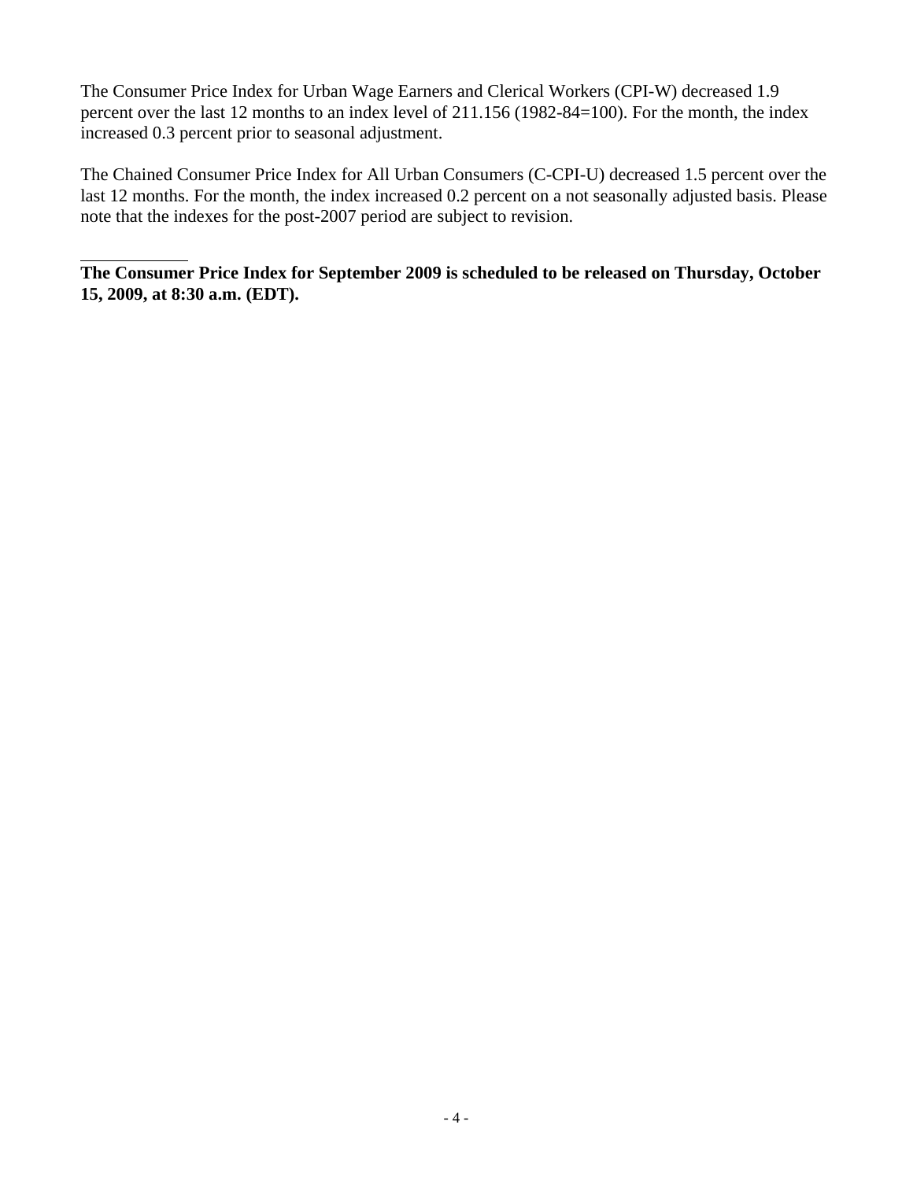The Consumer Price Index for Urban Wage Earners and Clerical Workers (CPI-W) decreased 1.9 percent over the last 12 months to an index level of 211.156 (1982-84=100). For the month, the index increased 0.3 percent prior to seasonal adjustment.

The Chained Consumer Price Index for All Urban Consumers (C-CPI-U) decreased 1.5 percent over the last 12 months. For the month, the index increased 0.2 percent on a not seasonally adjusted basis. Please note that the indexes for the post-2007 period are subject to revision.

**The Consumer Price Index for September 2009 is scheduled to be released on Thursday, October 15, 2009, at 8:30 a.m. (EDT).**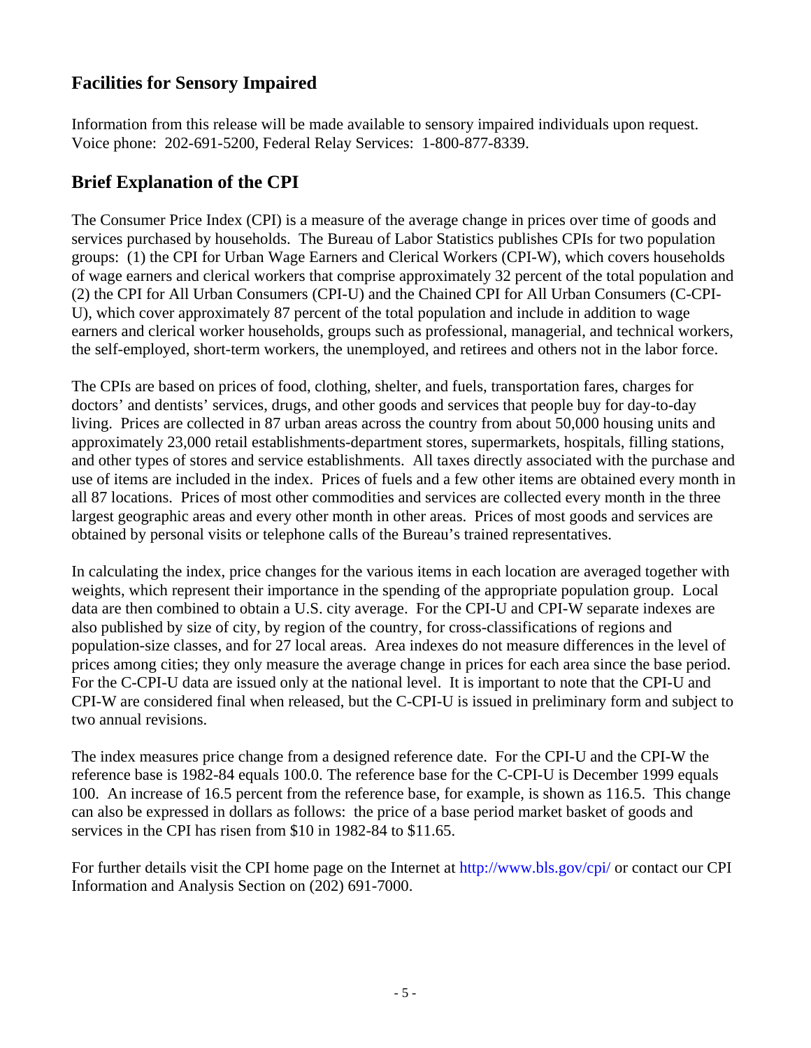## Facilities for Sensory Impaired

Information from this release will be made available to sensory impaired individuals upon request. Voice phone: 202-691-5200, Federal Relay Services: 1-800-877-8339.

## Brief Explanation of the CPI

The Consumer Price Index (CPI) is a measure of the average change in prices over time of goods and services purchased by households. The Bureau of Labor Statistics publishes CPIs for two population groups: (1) the CPI for Urban Wage Earners and Clerical Workers (CPI-W), which covers households of wage earners and clerical workers that comprise approximately 32 percent of the total population and (2) the CPI for All Urban Consumers (CPI-U) and the Chained CPI for All Urban Consumers (C-CPI-U), which cover approximately 87 percent of the total population and include in addition to wage earners and clerical worker households, groups such as professional, managerial, and technical workers, the self-employed, short-term workers, the unemployed, and retirees and others not in the labor force.

The CPIs are based on prices of food, clothing, shelter, and fuels, transportation fares, charges for doctors' and dentists' services, drugs, and other goods and services that people buy for day-to-day living. Prices are collected in 87 urban areas across the country from about 50,000 housing units and approximately 23,000 retail establishments-department stores, supermarkets, hospitals, filling stations, and other types of stores and service establishments. All taxes directly associated with the purchase and use of items are included in the index. Prices of fuels and a few other items are obtained every month in all 87 locations. Prices of most other commodities and services are collected every month in the three largest geographic areas and every other month in other areas. Prices of most goods and services are obtained by personal visits or telephone calls of the Bureau's trained representatives.

In calculating the index, price changes for the various items in each location are averaged together with weights, which represent their importance in the spending of the appropriate population group. Local data are then combined to obtain a U.S. city average. For the CPI-U and CPI-W separate indexes are also published by size of city, by region of the country, for cross-classifications of regions and population-size classes, and for 27 local areas. Area indexes do not measure differences in the level of prices among cities; they only measure the average change in prices for each area since the base period. For the C-CPI-U data are issued only at the national level. It is important to note that the CPI-U and CPI-W are considered final when released, but the C-CPI-U is issued in preliminary form and subject to two annual revisions.

The index measures price change from a designed reference date. For the CPI-U and the CPI-W the reference base is 1982-84 equals 100.0. The reference base for the C-CPI-U is December 1999 equals 100. An increase of 16.5 percent from the reference base, for example, is shown as 116.5. This change can also be expressed in dollars as follows: the price of a base period market basket of goods and services in the CPI has risen from $10 in 1982-84 to $11.65.

For further details visit the CPI home page on the Internet at http://www.bls.gov/cpi/ or contact our CPI Information and Analysis Section on (202) 691-7000.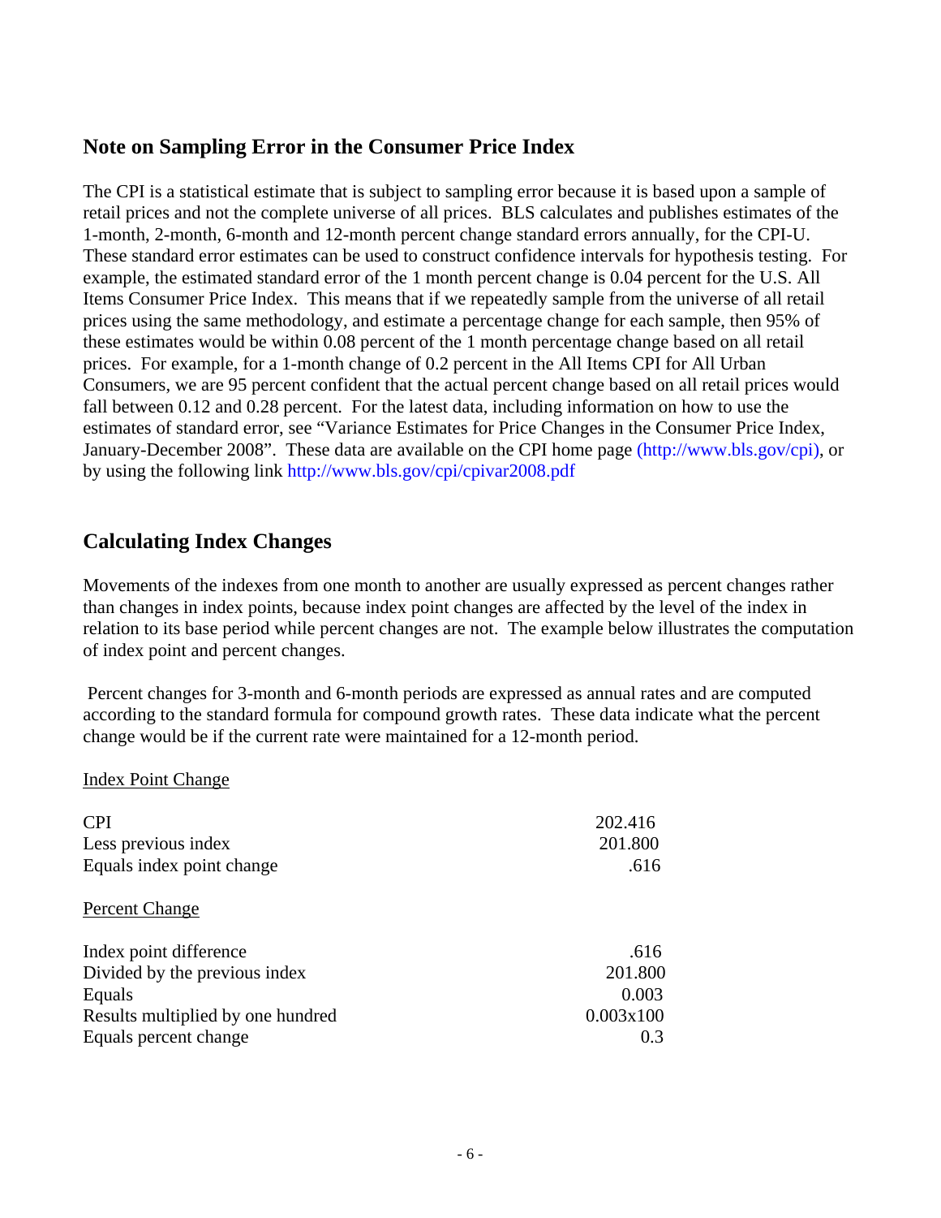## Note on Sampling Error in the Consumer Price Index

The CPI is a statistical estimate that is subject to sampling error because it is based upon a sample of retail prices and not the complete universe of all prices. BLS calculates and publishes estimates of the 1-month, 2-month, 6-month and 12-month percent change standard errors annually, for the CPI-U. These standard error estimates can be used to construct confidence intervals for hypothesis testing. For example, the estimated standard error of the 1 month percent change is 0.04 percent for the U.S. All Items Consumer Price Index. This means that if we repeatedly sample from the universe of all retail prices using the same methodology, and estimate a percentage change for each sample, then 95% of these estimates would be within 0.08 percent of the 1 month percentage change based on all retail prices. For example, for a 1-month change of 0.2 percent in the All Items CPI for All Urban Consumers, we are 95 percent confident that the actual percent change based on all retail prices would fall between 0.12 and 0.28 percent. For the latest data, including information on how to use the estimates of standard error, see "Variance Estimates for Price Changes in the Consumer Price Index, January-December 2008". These data are available on the CPI home page (http://www.bls.gov/cpi), or by using the following link http://www.bls.gov/cpi/cpivar2008.pdf

## Calculating Index Changes

Movements of the indexes from one month to another are usually expressed as percent changes rather than changes in index points, because index point changes are affected by the level of the index in relation to its base period while percent changes are not. The example below illustrates the computation of index point and percent changes.

Percent changes for 3-month and 6-month periods are expressed as annual rates and are computed according to the standard formula for compound growth rates. These data indicate what the percent change would be if the current rate were maintained for a 12-month period.

<u>Index Point Change</u>

| | |
|---|---|
| CPI | 202.416 |
| Less previous index | 201.800 |
| Equals index point change | .616 |

<u>Percent Change</u>

| | |
|---|---|
| Index point difference | .616 |
| Divided by the previous index | 201.800 |
| Equals | 0.003 |
| Results multiplied by one hundred | 0.003x100 |
| Equals percent change | 0.3 |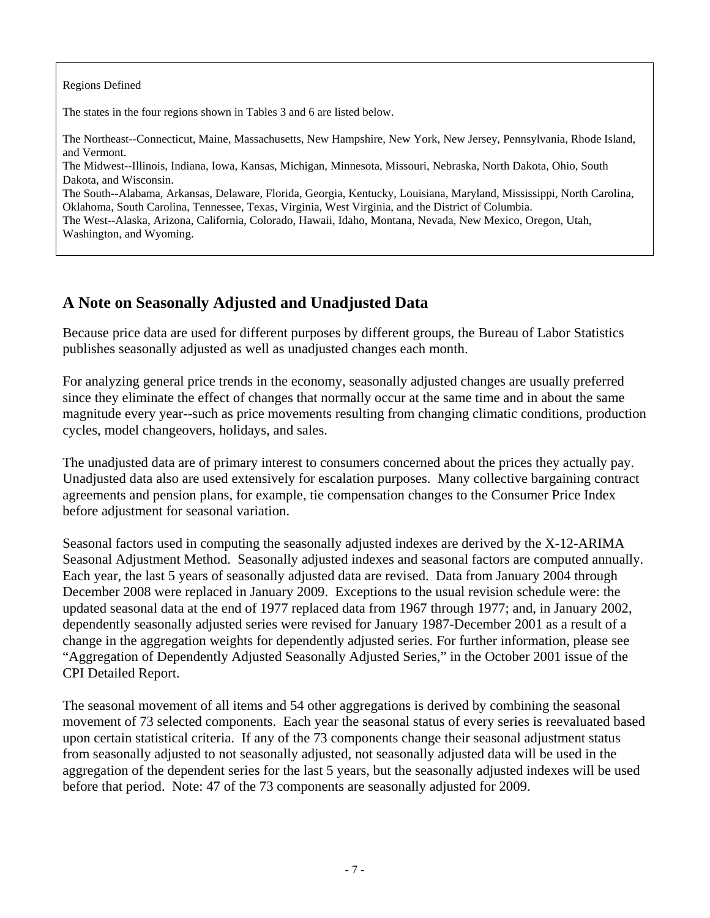Regions Defined

The states in the four regions shown in Tables 3 and 6 are listed below.

The Northeast--Connecticut, Maine, Massachusetts, New Hampshire, New York, New Jersey, Pennsylvania, Rhode Island, and Vermont.
The Midwest--Illinois, Indiana, Iowa, Kansas, Michigan, Minnesota, Missouri, Nebraska, North Dakota, Ohio, South Dakota, and Wisconsin.
The South--Alabama, Arkansas, Delaware, Florida, Georgia, Kentucky, Louisiana, Maryland, Mississippi, North Carolina, Oklahoma, South Carolina, Tennessee, Texas, Virginia, West Virginia, and the District of Columbia.
The West--Alaska, Arizona, California, Colorado, Hawaii, Idaho, Montana, Nevada, New Mexico, Oregon, Utah, Washington, and Wyoming.

## A Note on Seasonally Adjusted and Unadjusted Data

Because price data are used for different purposes by different groups, the Bureau of Labor Statistics publishes seasonally adjusted as well as unadjusted changes each month.

For analyzing general price trends in the economy, seasonally adjusted changes are usually preferred since they eliminate the effect of changes that normally occur at the same time and in about the same magnitude every year--such as price movements resulting from changing climatic conditions, production cycles, model changeovers, holidays, and sales.

The unadjusted data are of primary interest to consumers concerned about the prices they actually pay. Unadjusted data also are used extensively for escalation purposes. Many collective bargaining contract agreements and pension plans, for example, tie compensation changes to the Consumer Price Index before adjustment for seasonal variation.

Seasonal factors used in computing the seasonally adjusted indexes are derived by the X-12-ARIMA Seasonal Adjustment Method. Seasonally adjusted indexes and seasonal factors are computed annually. Each year, the last 5 years of seasonally adjusted data are revised. Data from January 2004 through December 2008 were replaced in January 2009. Exceptions to the usual revision schedule were: the updated seasonal data at the end of 1977 replaced data from 1967 through 1977; and, in January 2002, dependently seasonally adjusted series were revised for January 1987-December 2001 as a result of a change in the aggregation weights for dependently adjusted series. For further information, please see "Aggregation of Dependently Adjusted Seasonally Adjusted Series," in the October 2001 issue of the CPI Detailed Report.

The seasonal movement of all items and 54 other aggregations is derived by combining the seasonal movement of 73 selected components. Each year the seasonal status of every series is reevaluated based upon certain statistical criteria. If any of the 73 components change their seasonal adjustment status from seasonally adjusted to not seasonally adjusted, not seasonally adjusted data will be used in the aggregation of the dependent series for the last 5 years, but the seasonally adjusted indexes will be used before that period. Note: 47 of the 73 components are seasonally adjusted for 2009.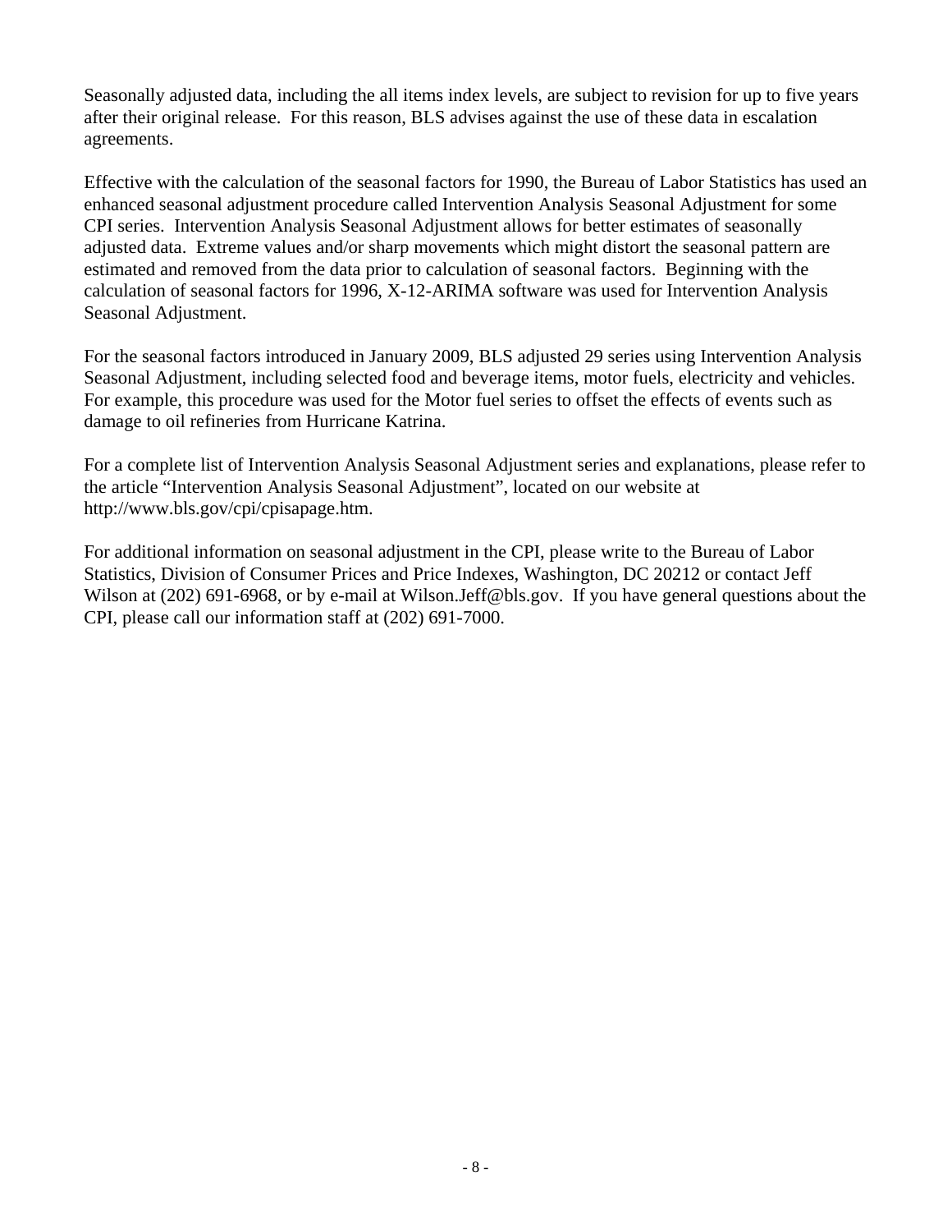Seasonally adjusted data, including the all items index levels, are subject to revision for up to five years after their original release. For this reason, BLS advises against the use of these data in escalation agreements.

Effective with the calculation of the seasonal factors for 1990, the Bureau of Labor Statistics has used an enhanced seasonal adjustment procedure called Intervention Analysis Seasonal Adjustment for some CPI series. Intervention Analysis Seasonal Adjustment allows for better estimates of seasonally adjusted data. Extreme values and/or sharp movements which might distort the seasonal pattern are estimated and removed from the data prior to calculation of seasonal factors. Beginning with the calculation of seasonal factors for 1996, X-12-ARIMA software was used for Intervention Analysis Seasonal Adjustment.

For the seasonal factors introduced in January 2009, BLS adjusted 29 series using Intervention Analysis Seasonal Adjustment, including selected food and beverage items, motor fuels, electricity and vehicles. For example, this procedure was used for the Motor fuel series to offset the effects of events such as damage to oil refineries from Hurricane Katrina.

For a complete list of Intervention Analysis Seasonal Adjustment series and explanations, please refer to the article "Intervention Analysis Seasonal Adjustment", located on our website at http://www.bls.gov/cpi/cpisapage.htm.

For additional information on seasonal adjustment in the CPI, please write to the Bureau of Labor Statistics, Division of Consumer Prices and Price Indexes, Washington, DC 20212 or contact Jeff Wilson at (202) 691-6968, or by e-mail at Wilson.Jeff@bls.gov. If you have general questions about the CPI, please call our information staff at (202) 691-7000.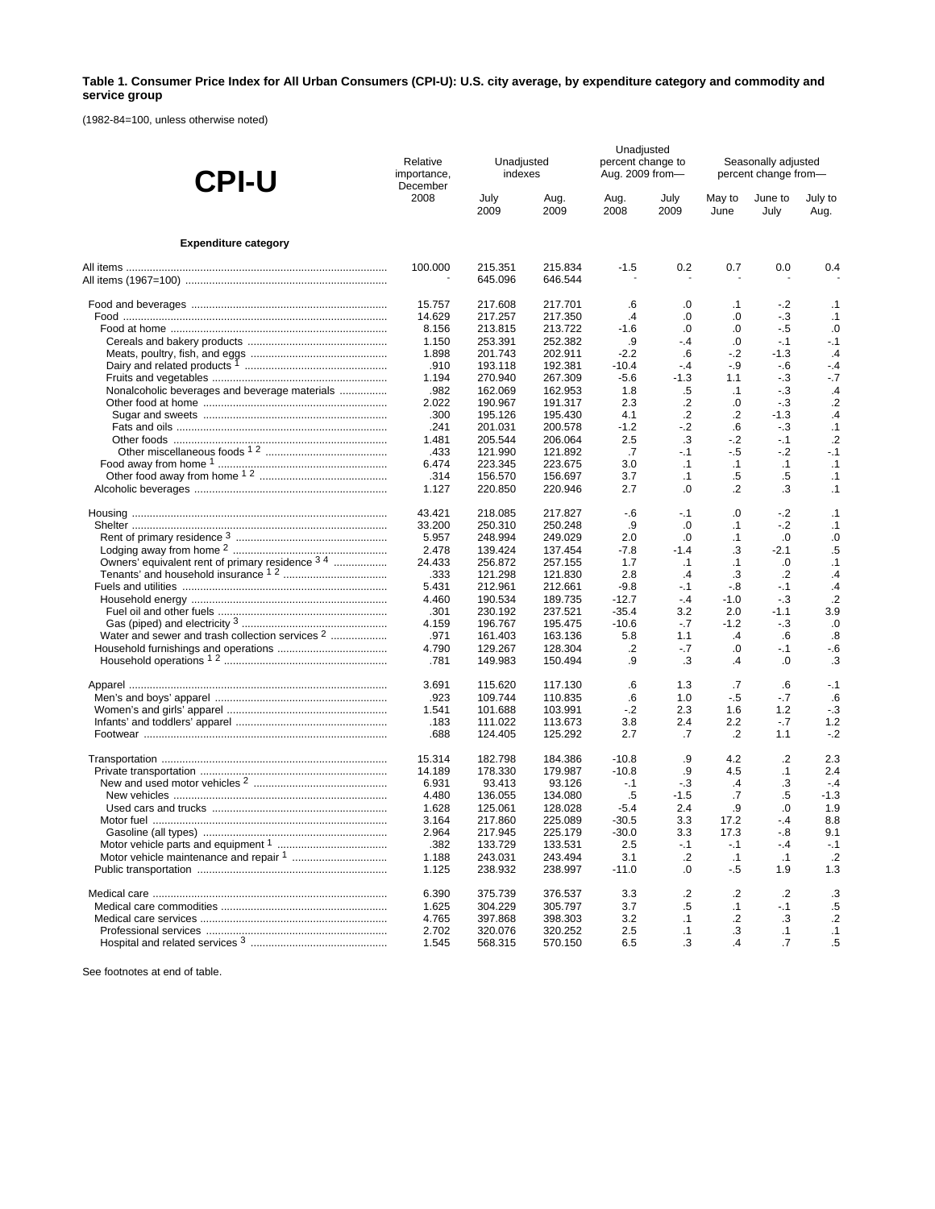**Table 1. Consumer Price Index for All Urban Consumers (CPI-U): U.S. city average, by expenditure category and commodity and service group**

(1982-84=100, unless otherwise noted)

| CPI-U | Relative importance, December 2008 | Unadjusted indexes | | Unadjusted percent change to Aug. 2009 from— | | Seasonally adjusted percent change from— | | |
|---|---|---|---|---|---|---|---|---|
| | | July 2009 | Aug. 2009 | Aug. 2008 | July 2009 | May to June | June to July | July to Aug. |
| **Expenditure category** | | | | | | | | |
| All items | 100.000 | 215.351 | 215.834 | -1.5 | 0.2 | 0.7 | 0.0 | 0.4 |
| All items (1967=100) | - | 645.096 | 646.544 | - | - | - | - | - |
| Food and beverages | 15.757 | 217.608 | 217.701 | .6 | .0 | .1 | -.2 | .1 |
| Food | 14.629 | 217.257 | 217.350 | .4 | .0 | .0 | -.3 | .1 |
| Food at home | 8.156 | 213.815 | 213.722 | -1.6 | .0 | .0 | -.5 | .0 |
| Cereals and bakery products | 1.150 | 253.391 | 252.382 | .9 | -.4 | .0 | -.1 | -.1 |
| Meats, poultry, fish, and eggs | 1.898 | 201.743 | 202.911 | -2.2 | .6 | -.2 | -1.3 | .4 |
| Dairy and related products [1] | .910 | 193.118 | 192.381 | -10.4 | -.4 | -.9 | -.6 | -.4 |
| Fruits and vegetables | 1.194 | 270.940 | 267.309 | -5.6 | -1.3 | 1.1 | -.3 | -.7 |
| Nonalcoholic beverages and beverage materials | .982 | 162.069 | 162.953 | 1.8 | .5 | .1 | -.3 | .4 |
| Other food at home | 2.022 | 190.967 | 191.317 | 2.3 | .2 | .0 | -.3 | .2 |
| Sugar and sweets | .300 | 195.126 | 195.430 | 4.1 | .2 | .2 | -1.3 | .4 |
| Fats and oils | .241 | 201.031 | 200.578 | -1.2 | -.2 | .6 | -.3 | .1 |
| Other foods | 1.481 | 205.544 | 206.064 | 2.5 | .3 | -.2 | -.1 | .2 |
| Other miscellaneous foods [1 2] | .433 | 121.990 | 121.892 | .7 | -.1 | -.5 | -.2 | -.1 |
| Food away from home [1] | 6.474 | 223.345 | 223.675 | 3.0 | .1 | .1 | .1 | .1 |
| Other food away from home [1 2] | .314 | 156.570 | 156.697 | 3.7 | .1 | .5 | .5 | .1 |
| Alcoholic beverages | 1.127 | 220.850 | 220.946 | 2.7 | .0 | .2 | .3 | .1 |
| Housing | 43.421 | 218.085 | 217.827 | -.6 | -.1 | .0 | -.2 | .1 |
| Shelter | 33.200 | 250.310 | 250.248 | .9 | .0 | .1 | -.2 | .1 |
| Rent of primary residence [3] | 5.957 | 248.994 | 249.029 | 2.0 | .0 | .1 | .0 | .0 |
| Lodging away from home [2] | 2.478 | 139.424 | 137.454 | -7.8 | -1.4 | .3 | -2.1 | .5 |
| Owners' equivalent rent of primary residence [3 4] | 24.433 | 256.872 | 257.155 | 1.7 | .1 | .1 | .0 | .1 |
| Tenants' and household insurance [1 2] | .333 | 121.298 | 121.830 | 2.8 | .4 | .3 | .2 | .4 |
| Fuels and utilities | 5.431 | 212.961 | 212.661 | -9.8 | -.1 | -.8 | -.1 | .4 |
| Household energy | 4.460 | 190.534 | 189.735 | -12.7 | -.4 | -1.0 | -.3 | .2 |
| Fuel oil and other fuels | .301 | 230.192 | 237.521 | -35.4 | 3.2 | 2.0 | -1.1 | 3.9 |
| Gas (piped) and electricity [3] | 4.159 | 196.767 | 195.475 | -10.6 | -.7 | -1.2 | -.3 | .0 |
| Water and sewer and trash collection services [2] | .971 | 161.403 | 163.136 | 5.8 | 1.1 | .4 | .6 | .8 |
| Household furnishings and operations | 4.790 | 129.267 | 128.304 | .2 | -.7 | .0 | -.1 | -.6 |
| Household operations [1 2] | .781 | 149.983 | 150.494 | .9 | .3 | .4 | .0 | .3 |
| Apparel | 3.691 | 115.620 | 117.130 | .6 | 1.3 | .7 | .6 | -.1 |
| Men's and boys' apparel | .923 | 109.744 | 110.835 | .6 | 1.0 | -.5 | -.7 | .6 |
| Women's and girls' apparel | 1.541 | 101.688 | 103.991 | -.2 | 2.3 | 1.6 | 1.2 | -.3 |
| Infants' and toddlers' apparel | .183 | 111.022 | 113.673 | 3.8 | 2.4 | 2.2 | -.7 | 1.2 |
| Footwear | .688 | 124.405 | 125.292 | 2.7 | .7 | .2 | 1.1 | -.2 |
| Transportation | 15.314 | 182.798 | 184.386 | -10.8 | .9 | 4.2 | .2 | 2.3 |
| Private transportation | 14.189 | 178.330 | 179.987 | -10.8 | .9 | 4.5 | .1 | 2.4 |
| New and used motor vehicles [2] | 6.931 | 93.413 | 93.126 | -.1 | -.3 | .4 | .3 | -.4 |
| New vehicles | 4.480 | 136.055 | 134.080 | .5 | -1.5 | .7 | .5 | -1.3 |
| Used cars and trucks | 1.628 | 125.061 | 128.028 | -5.4 | 2.4 | .9 | .0 | 1.9 |
| Motor fuel | 3.164 | 217.860 | 225.089 | -30.5 | 3.3 | 17.2 | -.4 | 8.8 |
| Gasoline (all types) | 2.964 | 217.945 | 225.179 | -30.0 | 3.3 | 17.3 | -.8 | 9.1 |
| Motor vehicle parts and equipment [1] | .382 | 133.729 | 133.531 | 2.5 | -.1 | -.1 | -.4 | -.1 |
| Motor vehicle maintenance and repair [1] | 1.188 | 243.031 | 243.494 | 3.1 | .2 | .1 | .1 | .2 |
| Public transportation | 1.125 | 238.932 | 238.997 | -11.0 | .0 | -.5 | 1.9 | 1.3 |
| Medical care | 6.390 | 375.739 | 376.537 | 3.3 | .2 | .2 | .2 | .3 |
| Medical care commodities | 1.625 | 304.229 | 305.797 | 3.7 | .5 | .1 | -.1 | .5 |
| Medical care services | 4.765 | 397.868 | 398.303 | 3.2 | .1 | .2 | .3 | .2 |
| Professional services | 2.702 | 320.076 | 320.252 | 2.5 | .1 | .3 | .1 | .1 |
| Hospital and related services [3] | 1.545 | 568.315 | 570.150 | 6.5 | .3 | .4 | .7 | .5 |

See footnotes at end of table.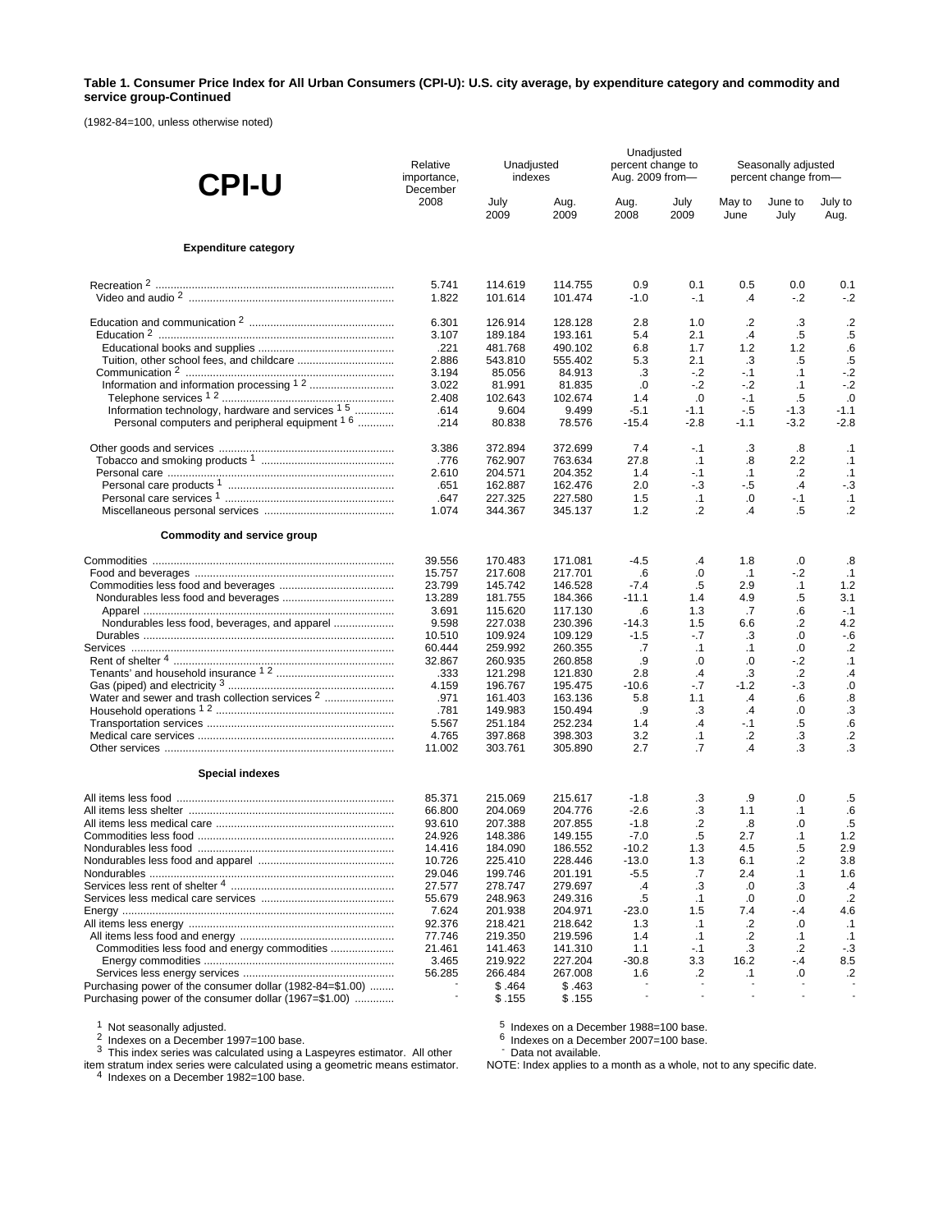**Table 1. Consumer Price Index for All Urban Consumers (CPI-U): U.S. city average, by expenditure category and commodity and service group-Continued**

(1982-84=100, unless otherwise noted)

| CPI-U | Relative importance, December 2008 | Unadjusted indexes | | Unadjusted percent change to Aug. 2009 from— | | Seasonally adjusted percent change from— | | |
|---|---|---|---|---|---|---|---|---|
| | | July 2009 | Aug. 2009 | Aug. 2008 | July 2009 | May to June | June to July | July to Aug. |
| **Expenditure category** | | | | | | | | |
| Recreation [2] | 5.741 | 114.619 | 114.755 | 0.9 | 0.1 | 0.5 | 0.0 | 0.1 |
| Video and audio [2] | 1.822 | 101.614 | 101.474 | -1.0 | -.1 | .4 | -.2 | -.2 |
| Education and communication [2] | 6.301 | 126.914 | 128.128 | 2.8 | 1.0 | .2 | .3 | .2 |
| Education [2] | 3.107 | 189.184 | 193.161 | 5.4 | 2.1 | .4 | .5 | .5 |
| Educational books and supplies | .221 | 481.768 | 490.102 | 6.8 | 1.7 | 1.2 | 1.2 | .6 |
| Tuition, other school fees, and childcare | 2.886 | 543.810 | 555.402 | 5.3 | 2.1 | .3 | .5 | .5 |
| Communication [2] | 3.194 | 85.056 | 84.913 | .3 | -.2 | -.1 | .1 | -.2 |
| Information and information processing [1 2] | 3.022 | 81.991 | 81.835 | .0 | -.2 | -.2 | .1 | -.2 |
| Telephone services [1 2] | 2.408 | 102.643 | 102.674 | 1.4 | .0 | -.1 | .5 | .0 |
| Information technology, hardware and services [1 5] | .614 | 9.604 | 9.499 | -5.1 | -1.1 | -.5 | -1.3 | -1.1 |
| Personal computers and peripheral equipment [1 6] | .214 | 80.838 | 78.576 | -15.4 | -2.8 | -1.1 | -3.2 | -2.8 |
| Other goods and services | 3.386 | 372.894 | 372.699 | 7.4 | -.1 | .3 | .8 | .1 |
| Tobacco and smoking products [1] | .776 | 762.907 | 763.634 | 27.8 | .1 | .8 | 2.2 | .1 |
| Personal care | 2.610 | 204.571 | 204.352 | 1.4 | -.1 | .1 | .2 | .1 |
| Personal care products [1] | .651 | 162.887 | 162.476 | 2.0 | -.3 | -.5 | .4 | -.3 |
| Personal care services [1] | .647 | 227.325 | 227.580 | 1.5 | .1 | .0 | -.1 | .1 |
| Miscellaneous personal services | 1.074 | 344.367 | 345.137 | 1.2 | .2 | .4 | .5 | .2 |
| **Commodity and service group** | | | | | | | | |
| Commodities | 39.556 | 170.483 | 171.081 | -4.5 | .4 | 1.8 | .0 | .8 |
| Food and beverages | 15.757 | 217.608 | 217.701 | .6 | .0 | .1 | -.2 | .1 |
| Commodities less food and beverages | 23.799 | 145.742 | 146.528 | -7.4 | .5 | 2.9 | .1 | 1.2 |
| Nondurables less food and beverages | 13.289 | 181.755 | 184.366 | -11.1 | 1.4 | 4.9 | .5 | 3.1 |
| Apparel | 3.691 | 115.620 | 117.130 | .6 | 1.3 | .7 | .6 | -.1 |
| Nondurables less food, beverages, and apparel | 9.598 | 227.038 | 230.396 | -14.3 | 1.5 | 6.6 | .2 | 4.2 |
| Durables | 10.510 | 109.924 | 109.129 | -1.5 | -.7 | .3 | .0 | -.6 |
| Services | 60.444 | 259.992 | 260.355 | .7 | .1 | .1 | .0 | .2 |
| Rent of shelter [4] | 32.867 | 260.935 | 260.858 | .9 | .0 | .0 | -.2 | .1 |
| Tenants' and household insurance [1 2] | .333 | 121.298 | 121.830 | 2.8 | .4 | .3 | .2 | .4 |
| Gas (piped) and electricity [3] | 4.159 | 196.767 | 195.475 | -10.6 | -.7 | -1.2 | -.3 | .0 |
| Water and sewer and trash collection services [2] | .971 | 161.403 | 163.136 | 5.8 | 1.1 | .4 | .6 | .8 |
| Household operations [1 2] | .781 | 149.983 | 150.494 | .9 | .3 | .4 | .0 | .3 |
| Transportation services | 5.567 | 251.184 | 252.234 | 1.4 | .4 | -.1 | .5 | .6 |
| Medical care services | 4.765 | 397.868 | 398.303 | 3.2 | .1 | .2 | .3 | .2 |
| Other services | 11.002 | 303.761 | 305.890 | 2.7 | .7 | .4 | .3 | .3 |
| **Special indexes** | | | | | | | | |
| All items less food | 85.371 | 215.069 | 215.617 | -1.8 | .3 | .9 | .0 | .5 |
| All items less shelter | 66.800 | 204.069 | 204.776 | -2.6 | .3 | 1.1 | .1 | .6 |
| All items less medical care | 93.610 | 207.388 | 207.855 | -1.8 | .2 | .8 | .0 | .5 |
| Commodities less food | 24.926 | 148.386 | 149.155 | -7.0 | .5 | 2.7 | .1 | 1.2 |
| Nondurables less food | 14.416 | 184.090 | 186.552 | -10.2 | 1.3 | 4.5 | .5 | 2.9 |
| Nondurables less food and apparel | 10.726 | 225.410 | 228.446 | -13.0 | 1.3 | 6.1 | .2 | 3.8 |
| Nondurables | 29.046 | 199.746 | 201.191 | -5.5 | .7 | 2.4 | .1 | 1.6 |
| Services less rent of shelter [4] | 27.577 | 278.747 | 279.697 | .4 | .3 | .0 | .3 | .4 |
| Services less medical care services | 55.679 | 248.963 | 249.316 | .5 | .1 | .0 | .0 | .2 |
| Energy | 7.624 | 201.938 | 204.971 | -23.0 | 1.5 | 7.4 | -.4 | 4.6 |
| All items less energy | 92.376 | 218.421 | 218.642 | 1.3 | .1 | .2 | .0 | .1 |
| All items less food and energy | 77.746 | 219.350 | 219.596 | 1.4 | .1 | .2 | .1 | .1 |
| Commodities less food and energy commodities | 21.461 | 141.463 | 141.310 | 1.1 | -.1 | .3 | .2 | -.3 |
| Energy commodities | 3.465 | 219.922 | 227.204 | -30.8 | 3.3 | 16.2 | -.4 | 8.5 |
| Services less energy services | 56.285 | 266.484 | 267.008 | 1.6 | .2 | .1 | .0 | .2 |
| Purchasing power of the consumer dollar (1982-84=$1.00) | - | $ .464 | $ .463 | - | - | - | - | - |
| Purchasing power of the consumer dollar (1967=$1.00) | - | $ .155 | $ .155 | - | - | - | - | - |

[1] Not seasonally adjusted.
[2] Indexes on a December 1997=100 base.
[3] This index series was calculated using a Laspeyres estimator. All other item stratum index series were calculated using a geometric means estimator.
[4] Indexes on a December 1982=100 base.
[5] Indexes on a December 1988=100 base.
[6] Indexes on a December 2007=100 base.
- Data not available.

NOTE: Index applies to a month as a whole, not to any specific date.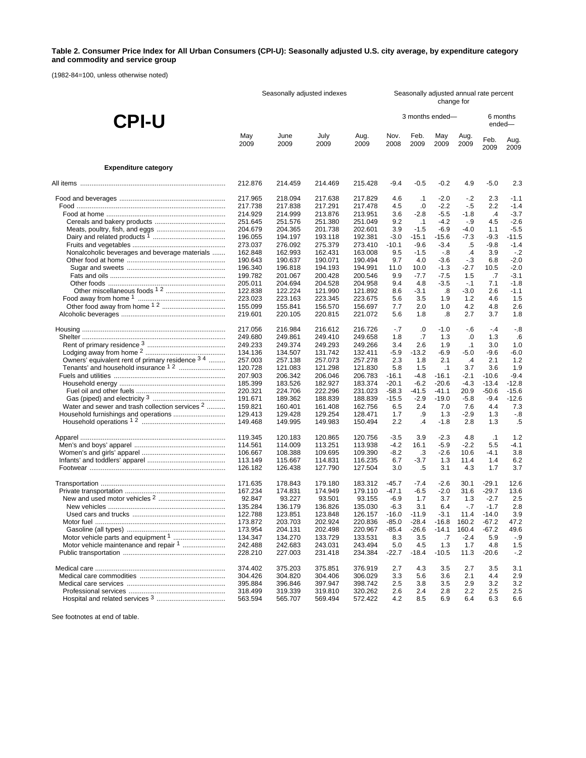**Table 2. Consumer Price Index for All Urban Consumers (CPI-U): Seasonally adjusted U.S. city average, by expenditure category and commodity and service group**

(1982-84=100, unless otherwise noted)

# CPI-U

| | Seasonally adjusted indexes | | | | Seasonally adjusted annual rate percent change for | | | | | |
|---|---|---|---|---|---|---|---|---|---|---|
| | | | | | 3 months ended— | | | | 6 months ended— | |
| | May 2009 | June 2009 | July 2009 | Aug. 2009 | Nov. 2008 | Feb. 2009 | May 2009 | Aug. 2009 | Feb. 2009 | Aug. 2009 |
| **Expenditure category** | | | | | | | | | | |
| All items | 212.876 | 214.459 | 214.469 | 215.428 | -9.4 | -0.5 | -0.2 | 4.9 | -5.0 | 2.3 |
| Food and beverages | 217.965 | 218.094 | 217.638 | 217.829 | 4.6 | .1 | -2.0 | -.2 | 2.3 | -1.1 |
| Food | 217.738 | 217.838 | 217.291 | 217.478 | 4.5 | .0 | -2.2 | -.5 | 2.2 | -1.4 |
| Food at home | 214.929 | 214.999 | 213.876 | 213.951 | 3.6 | -2.8 | -5.5 | -1.8 | .4 | -3.7 |
| Cereals and bakery products | 251.645 | 251.576 | 251.380 | 251.049 | 9.2 | .1 | -4.2 | -.9 | 4.5 | -2.6 |
| Meats, poultry, fish, and eggs | 204.679 | 204.365 | 201.738 | 202.601 | 3.9 | -1.5 | -6.9 | -4.0 | 1.1 | -5.5 |
| Dairy and related products [1] | 196.055 | 194.197 | 193.118 | 192.381 | -3.0 | -15.1 | -15.6 | -7.3 | -9.3 | -11.5 |
| Fruits and vegetables | 273.037 | 276.092 | 275.379 | 273.410 | -10.1 | -9.6 | -3.4 | .5 | -9.8 | -1.4 |
| Nonalcoholic beverages and beverage materials | 162.848 | 162.993 | 162.431 | 163.008 | 9.5 | -1.5 | -.8 | .4 | 3.9 | -.2 |
| Other food at home | 190.643 | 190.637 | 190.071 | 190.494 | 9.7 | 4.0 | -3.6 | -.3 | 6.8 | -2.0 |
| Sugar and sweets | 196.340 | 196.818 | 194.193 | 194.991 | 11.0 | 10.0 | -1.3 | -2.7 | 10.5 | -2.0 |
| Fats and oils | 199.782 | 201.067 | 200.428 | 200.546 | 9.9 | -7.7 | -7.5 | 1.5 | .7 | -3.1 |
| Other foods | 205.011 | 204.694 | 204.528 | 204.958 | 9.4 | 4.8 | -3.5 | -.1 | 7.1 | -1.8 |
| Other miscellaneous foods [1 2] | 122.838 | 122.224 | 121.990 | 121.892 | 8.6 | -3.1 | .8 | -3.0 | 2.6 | -1.1 |
| Food away from home [1] | 223.023 | 223.163 | 223.345 | 223.675 | 5.6 | 3.5 | 1.9 | 1.2 | 4.6 | 1.5 |
| Other food away from home [1 2] | 155.099 | 155.841 | 156.570 | 156.697 | 7.7 | 2.0 | 1.0 | 4.2 | 4.8 | 2.6 |
| Alcoholic beverages | 219.601 | 220.105 | 220.815 | 221.072 | 5.6 | 1.8 | .8 | 2.7 | 3.7 | 1.8 |
| Housing | 217.056 | 216.984 | 216.612 | 216.726 | -.7 | .0 | -1.0 | -.6 | -.4 | -.8 |
| Shelter | 249.680 | 249.861 | 249.410 | 249.658 | 1.8 | .7 | 1.3 | .0 | 1.3 | .6 |
| Rent of primary residence [3] | 249.233 | 249.374 | 249.293 | 249.266 | 3.4 | 2.6 | 1.9 | .1 | 3.0 | 1.0 |
| Lodging away from home [2] | 134.136 | 134.507 | 131.742 | 132.411 | -5.9 | -13.2 | -6.9 | -5.0 | -9.6 | -6.0 |
| Owners' equivalent rent of primary residence [3 4] | 257.003 | 257.138 | 257.073 | 257.278 | 2.3 | 1.8 | 2.1 | .4 | 2.1 | 1.2 |
| Tenants' and household insurance [1 2] | 120.728 | 121.083 | 121.298 | 121.830 | 5.8 | 1.5 | .1 | 3.7 | 3.6 | 1.9 |
| Fuels and utilities | 207.903 | 206.342 | 206.046 | 206.783 | -16.1 | -4.8 | -16.1 | -2.1 | -10.6 | -9.4 |
| Household energy | 185.399 | 183.526 | 182.927 | 183.374 | -20.1 | -6.2 | -20.6 | -4.3 | -13.4 | -12.8 |
| Fuel oil and other fuels | 220.321 | 224.706 | 222.296 | 231.023 | -58.3 | -41.5 | -41.1 | 20.9 | -50.6 | -15.6 |
| Gas (piped) and electricity [3] | 191.671 | 189.362 | 188.839 | 188.839 | -15.5 | -2.9 | -19.0 | -5.8 | -9.4 | -12.6 |
| Water and sewer and trash collection services [2] | 159.821 | 160.401 | 161.408 | 162.756 | 6.5 | 2.4 | 7.0 | 7.6 | 4.4 | 7.3 |
| Household furnishings and operations | 129.413 | 129.428 | 129.254 | 128.471 | 1.7 | .9 | 1.3 | -2.9 | 1.3 | -.8 |
| Household operations [1 2] | 149.468 | 149.995 | 149.983 | 150.494 | 2.2 | .4 | -1.8 | 2.8 | 1.3 | .5 |
| Apparel | 119.345 | 120.183 | 120.865 | 120.756 | -3.5 | 3.9 | -2.3 | 4.8 | .1 | 1.2 |
| Men's and boys' apparel | 114.561 | 114.009 | 113.251 | 113.938 | -4.2 | 16.1 | -5.9 | -2.2 | 5.5 | -4.1 |
| Women's and girls' apparel | 106.667 | 108.388 | 109.695 | 109.390 | -8.2 | .3 | -2.6 | 10.6 | -4.1 | 3.8 |
| Infants' and toddlers' apparel | 113.149 | 115.667 | 114.831 | 116.235 | 6.7 | -3.7 | 1.3 | 11.4 | 1.4 | 6.2 |
| Footwear | 126.182 | 126.438 | 127.790 | 127.504 | 3.0 | .5 | 3.1 | 4.3 | 1.7 | 3.7 |
| Transportation | 171.635 | 178.843 | 179.180 | 183.312 | -45.7 | -7.4 | -2.6 | 30.1 | -29.1 | 12.6 |
| Private transportation | 167.234 | 174.831 | 174.949 | 179.110 | -47.1 | -6.5 | -2.0 | 31.6 | -29.7 | 13.6 |
| New and used motor vehicles [2] | 92.847 | 93.227 | 93.501 | 93.155 | -6.9 | 1.7 | 3.7 | 1.3 | -2.7 | 2.5 |
| New vehicles | 135.284 | 136.179 | 136.826 | 135.030 | -6.3 | 3.1 | 6.4 | -.7 | -1.7 | 2.8 |
| Used cars and trucks | 122.788 | 123.851 | 123.848 | 126.157 | -16.0 | -11.9 | -3.1 | 11.4 | -14.0 | 3.9 |
| Motor fuel | 173.872 | 203.703 | 202.924 | 220.836 | -85.0 | -28.4 | -16.8 | 160.2 | -67.2 | 47.2 |
| Gasoline (all types) | 173.954 | 204.131 | 202.498 | 220.967 | -85.4 | -26.6 | -14.1 | 160.4 | -67.2 | 49.6 |
| Motor vehicle parts and equipment [1] | 134.347 | 134.270 | 133.729 | 133.531 | 8.3 | 3.5 | .7 | -2.4 | 5.9 | -.9 |
| Motor vehicle maintenance and repair [1] | 242.488 | 242.683 | 243.031 | 243.494 | 5.0 | 4.5 | 1.3 | 1.7 | 4.8 | 1.5 |
| Public transportation | 228.210 | 227.003 | 231.418 | 234.384 | -22.7 | -18.4 | -10.5 | 11.3 | -20.6 | -.2 |
| Medical care | 374.402 | 375.203 | 375.851 | 376.919 | 2.7 | 4.3 | 3.5 | 2.7 | 3.5 | 3.1 |
| Medical care commodities | 304.426 | 304.820 | 304.406 | 306.029 | 3.3 | 5.6 | 3.6 | 2.1 | 4.4 | 2.9 |
| Medical care services | 395.884 | 396.846 | 397.947 | 398.742 | 2.5 | 3.8 | 3.5 | 2.9 | 3.2 | 3.2 |
| Professional services | 318.499 | 319.339 | 319.810 | 320.262 | 2.6 | 2.4 | 2.8 | 2.2 | 2.5 | 2.5 |
| Hospital and related services [3] | 563.594 | 565.707 | 569.494 | 572.422 | 4.2 | 8.5 | 6.9 | 6.4 | 6.3 | 6.6 |

See footnotes at end of table.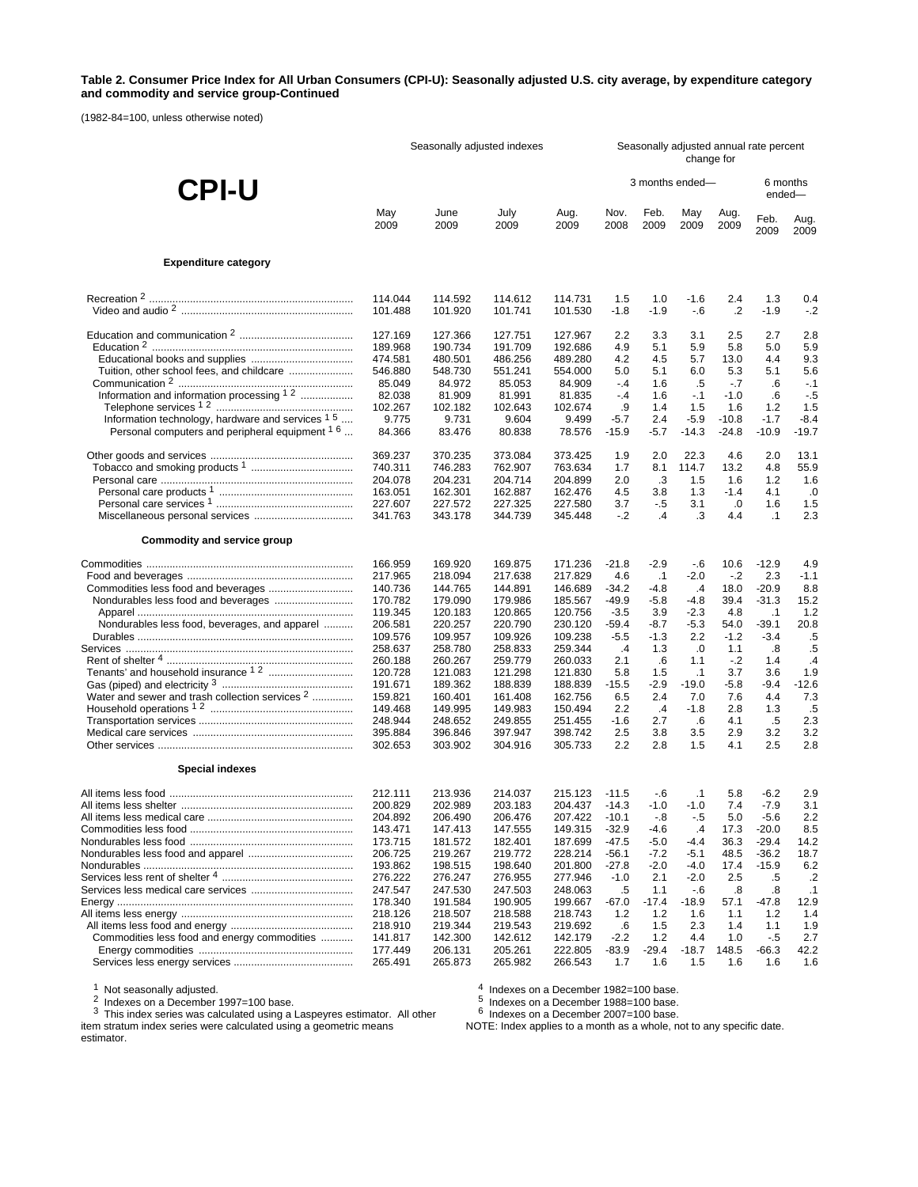**Table 2. Consumer Price Index for All Urban Consumers (CPI-U): Seasonally adjusted U.S. city average, by expenditure category and commodity and service group-Continued**

(1982-84=100, unless otherwise noted)

# CPI-U

| | Seasonally adjusted indexes | | | | Seasonally adjusted annual rate percent change for | | | | | |
|---|---|---|---|---|---|---|---|---|---|---|
| | | | | | 3 months ended— | | | | 6 months ended— | |
| | May 2009 | June 2009 | July 2009 | Aug. 2009 | Nov. 2008 | Feb. 2009 | May 2009 | Aug. 2009 | Feb. 2009 | Aug. 2009 |
| **Expenditure category** | | | | | | | | | | |
| Recreation [2] | 114.044 | 114.592 | 114.612 | 114.731 | 1.5 | 1.0 | -1.6 | 2.4 | 1.3 | 0.4 |
| Video and audio [2] | 101.488 | 101.920 | 101.741 | 101.530 | -1.8 | -1.9 | -.6 | .2 | -1.9 | -.2 |
| Education and communication [2] | 127.169 | 127.366 | 127.751 | 127.967 | 2.2 | 3.3 | 3.1 | 2.5 | 2.7 | 2.8 |
| Education [2] | 189.968 | 190.734 | 191.709 | 192.686 | 4.9 | 5.1 | 5.9 | 5.8 | 5.0 | 5.9 |
| Educational books and supplies | 474.581 | 480.501 | 486.256 | 489.280 | 4.2 | 4.5 | 5.7 | 13.0 | 4.4 | 9.3 |
| Tuition, other school fees, and childcare | 546.880 | 548.730 | 551.241 | 554.000 | 5.0 | 5.1 | 6.0 | 5.3 | 5.1 | 5.6 |
| Communication [2] | 85.049 | 84.972 | 85.053 | 84.909 | -.4 | 1.6 | .5 | -.7 | .6 | -.1 |
| Information and information processing [1 2] | 82.038 | 81.909 | 81.991 | 81.835 | -.4 | 1.6 | -.1 | -1.0 | .6 | -.5 |
| Telephone services [1 2] | 102.267 | 102.182 | 102.643 | 102.674 | .9 | 1.4 | 1.5 | 1.6 | 1.2 | 1.5 |
| Information technology, hardware and services [1 5] | 9.775 | 9.731 | 9.604 | 9.499 | -5.7 | 2.4 | -5.9 | -10.8 | -1.7 | -8.4 |
| Personal computers and peripheral equipment [1 6] | 84.366 | 83.476 | 80.838 | 78.576 | -15.9 | -5.7 | -14.3 | -24.8 | -10.9 | -19.7 |
| Other goods and services | 369.237 | 370.235 | 373.084 | 373.425 | 1.9 | 2.0 | 22.3 | 4.6 | 2.0 | 13.1 |
| Tobacco and smoking products [1] | 740.311 | 746.283 | 762.907 | 763.634 | 1.7 | 8.1 | 114.7 | 13.2 | 4.8 | 55.9 |
| Personal care | 204.078 | 204.231 | 204.714 | 204.899 | 2.0 | .3 | 1.5 | 1.6 | 1.2 | 1.6 |
| Personal care products [1] | 163.051 | 162.301 | 162.887 | 162.476 | 4.5 | 3.8 | 1.3 | -1.4 | 4.1 | .0 |
| Personal care services [1] | 227.607 | 227.572 | 227.325 | 227.580 | 3.7 | -.5 | 3.1 | .0 | 1.6 | 1.5 |
| Miscellaneous personal services | 341.763 | 343.178 | 344.739 | 345.448 | -.2 | .4 | .3 | 4.4 | .1 | 2.3 |
| **Commodity and service group** | | | | | | | | | | |
| Commodities | 166.959 | 169.920 | 169.875 | 171.236 | -21.8 | -2.9 | -.6 | 10.6 | -12.9 | 4.9 |
| Food and beverages | 217.965 | 218.094 | 217.638 | 217.829 | 4.6 | .1 | -2.0 | -.2 | 2.3 | -1.1 |
| Commodities less food and beverages | 140.736 | 144.765 | 144.891 | 146.689 | -34.2 | -4.8 | .4 | 18.0 | -20.9 | 8.8 |
| Nondurables less food and beverages | 170.782 | 179.090 | 179.986 | 185.567 | -49.9 | -5.8 | -4.8 | 39.4 | -31.3 | 15.2 |
| Apparel | 119.345 | 120.183 | 120.865 | 120.756 | -3.5 | 3.9 | -2.3 | 4.8 | .1 | 1.2 |
| Nondurables less food, beverages, and apparel | 206.581 | 220.257 | 220.790 | 230.120 | -59.4 | -8.7 | -5.3 | 54.0 | -39.1 | 20.8 |
| Durables | 109.576 | 109.957 | 109.926 | 109.238 | -5.5 | -1.3 | 2.2 | -1.2 | -3.4 | .5 |
| Services | 258.637 | 258.780 | 258.833 | 259.344 | .4 | 1.3 | .0 | 1.1 | .8 | .5 |
| Rent of shelter [4] | 260.188 | 260.267 | 259.779 | 260.033 | 2.1 | .6 | 1.1 | -.2 | 1.4 | .4 |
| Tenants' and household insurance [1 2] | 120.728 | 121.083 | 121.298 | 121.830 | 5.8 | 1.5 | .1 | 3.7 | 3.6 | 1.9 |
| Gas (piped) and electricity [3] | 191.671 | 189.362 | 188.839 | 188.839 | -15.5 | -2.9 | -19.0 | -5.8 | -9.4 | -12.6 |
| Water and sewer and trash collection services [2] | 159.821 | 160.401 | 161.408 | 162.756 | 6.5 | 2.4 | 7.0 | 7.6 | 4.4 | 7.3 |
| Household operations [1 2] | 149.468 | 149.995 | 149.983 | 150.494 | 2.2 | .4 | -1.8 | 2.8 | 1.3 | .5 |
| Transportation services | 248.944 | 248.652 | 249.855 | 251.455 | -1.6 | 2.7 | .6 | 4.1 | .5 | 2.3 |
| Medical care services | 395.884 | 396.846 | 397.947 | 398.742 | 2.5 | 3.8 | 3.5 | 2.9 | 3.2 | 3.2 |
| Other services | 302.653 | 303.902 | 304.916 | 305.733 | 2.2 | 2.8 | 1.5 | 4.1 | 2.5 | 2.8 |
| **Special indexes** | | | | | | | | | | |
| All items less food | 212.111 | 213.936 | 214.037 | 215.123 | -11.5 | -.6 | .1 | 5.8 | -6.2 | 2.9 |
| All items less shelter | 200.829 | 202.989 | 203.183 | 204.437 | -14.3 | -1.0 | -1.0 | 7.4 | -7.9 | 3.1 |
| All items less medical care | 204.892 | 206.490 | 206.476 | 207.422 | -10.1 | -.8 | -.5 | 5.0 | -5.6 | 2.2 |
| Commodities less food | 143.471 | 147.413 | 147.555 | 149.315 | -32.9 | -4.6 | .4 | 17.3 | -20.0 | 8.5 |
| Nondurables less food | 173.715 | 181.572 | 182.401 | 187.699 | -47.5 | -5.0 | -4.4 | 36.3 | -29.4 | 14.2 |
| Nondurables less food and apparel | 206.725 | 219.267 | 219.772 | 228.214 | -56.1 | -7.2 | -5.1 | 48.5 | -36.2 | 18.7 |
| Nondurables | 193.862 | 198.515 | 198.640 | 201.800 | -27.8 | -2.0 | -4.0 | 17.4 | -15.9 | 6.2 |
| Services less rent of shelter [4] | 276.222 | 276.247 | 276.955 | 277.946 | -1.0 | 2.1 | -2.0 | 2.5 | .5 | .2 |
| Services less medical care services | 247.547 | 247.530 | 247.533 | 248.063 | .5 | 1.1 | -.6 | .8 | .8 | .1 |
| Energy | 178.340 | 191.584 | 190.905 | 199.667 | -67.0 | -17.4 | -18.9 | 57.1 | -47.8 | 12.9 |
| All items less energy | 218.126 | 218.507 | 218.588 | 218.743 | 1.2 | 1.2 | 1.6 | 1.1 | 1.2 | 1.4 |
| All items less food and energy | 218.910 | 219.344 | 219.543 | 219.692 | .6 | 1.5 | 2.3 | 1.4 | 1.1 | 1.9 |
| Commodities less food and energy commodities | 141.817 | 142.300 | 142.612 | 142.179 | -2.2 | 1.2 | 4.4 | 1.0 | -.5 | 2.7 |
| Energy commodities | 177.449 | 206.131 | 205.261 | 222.805 | -83.9 | -29.4 | -18.7 | 148.5 | -66.3 | 42.2 |
| Services less energy services | 265.491 | 265.873 | 265.982 | 266.543 | 1.7 | 1.6 | 1.5 | 1.6 | 1.6 | 1.6 |

[1] Not seasonally adjusted.
[2] Indexes on a December 1997=100 base.
[3] This index series was calculated using a Laspeyres estimator. All other item stratum index series were calculated using a geometric means estimator.
[4] Indexes on a December 1982=100 base.
[5] Indexes on a December 1988=100 base.
[6] Indexes on a December 2007=100 base.

NOTE: Index applies to a month as a whole, not to any specific date.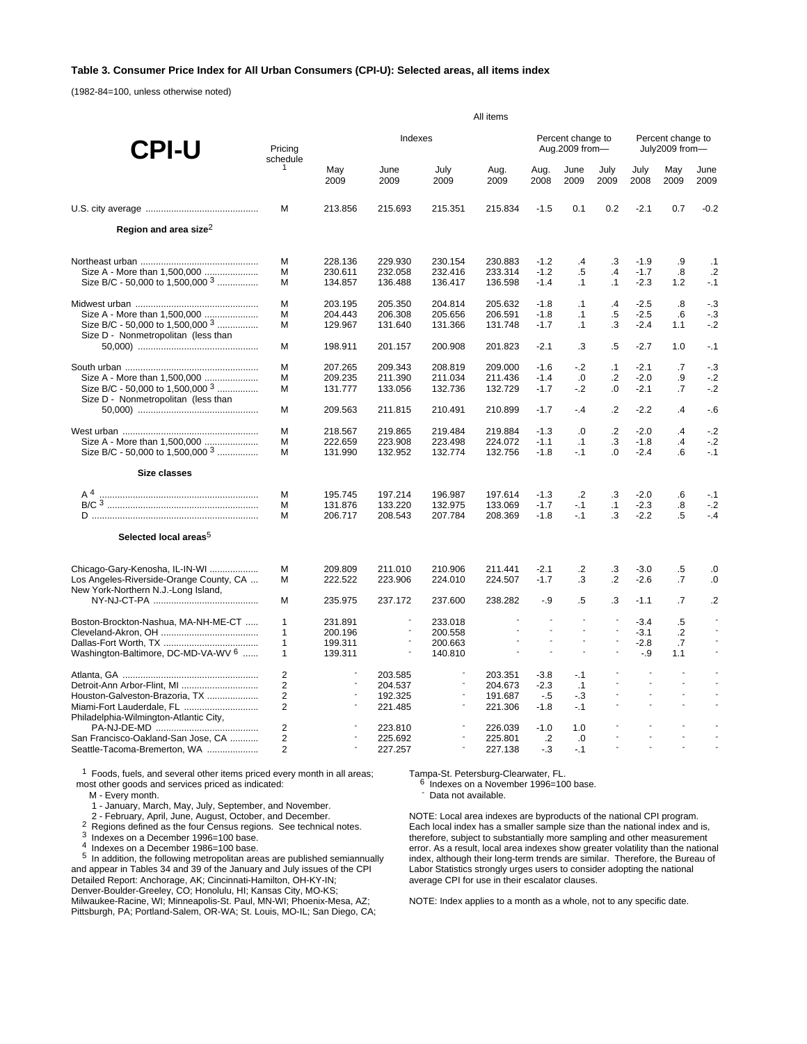**Table 3. Consumer Price Index for All Urban Consumers (CPI-U): Selected areas, all items index**

(1982-84=100, unless otherwise noted)

| CPI-U | Pricing schedule [1] | All items Indexes May 2009 | June 2009 | July 2009 | Aug. 2009 | Percent change to Aug.2009 from— Aug. 2008 | June 2009 | July 2009 | Percent change to July2009 from— July 2008 | May 2009 | June 2009 |
|---|---|---|---|---|---|---|---|---|---|---|---|
| U.S. city average | M | 213.856 | 215.693 | 215.351 | 215.834 | -1.5 | 0.1 | 0.2 | -2.1 | 0.7 | -0.2 |
| **Region and area size**[2] | | | | | | | | | | | |
| Northeast urban | M | 228.136 | 229.930 | 230.154 | 230.883 | -1.2 | .4 | .3 | -1.9 | .9 | .1 |
| Size A - More than 1,500,000 | M | 230.611 | 232.058 | 232.416 | 233.314 | -1.2 | .5 | .4 | -1.7 | .8 | .2 |
| Size B/C - 50,000 to 1,500,000 [3] | M | 134.857 | 136.488 | 136.417 | 136.598 | -1.4 | .1 | .1 | -2.3 | 1.2 | -.1 |
| Midwest urban | M | 203.195 | 205.350 | 204.814 | 205.632 | -1.8 | .1 | .4 | -2.5 | .8 | -.3 |
| Size A - More than 1,500,000 | M | 204.443 | 206.308 | 205.656 | 206.591 | -1.8 | .1 | .5 | -2.5 | .6 | -.3 |
| Size B/C - 50,000 to 1,500,000 [3] | M | 129.967 | 131.640 | 131.366 | 131.748 | -1.7 | .1 | .3 | -2.4 | 1.1 | -.2 |
| Size D - Nonmetropolitan (less than 50,000) | M | 198.911 | 201.157 | 200.908 | 201.823 | -2.1 | .3 | .5 | -2.7 | 1.0 | -.1 |
| South urban | M | 207.265 | 209.343 | 208.819 | 209.000 | -1.6 | -.2 | .1 | -2.1 | .7 | -.3 |
| Size A - More than 1,500,000 | M | 209.235 | 211.390 | 211.034 | 211.436 | -1.4 | .0 | .2 | -2.0 | .9 | -.2 |
| Size B/C - 50,000 to 1,500,000 [3] | M | 131.777 | 133.056 | 132.736 | 132.729 | -1.7 | -.2 | .0 | -2.1 | .7 | -.2 |
| Size D - Nonmetropolitan (less than 50,000) | M | 209.563 | 211.815 | 210.491 | 210.899 | -1.7 | -.4 | .2 | -2.2 | .4 | -.6 |
| West urban | M | 218.567 | 219.865 | 219.484 | 219.884 | -1.3 | .0 | .2 | -2.0 | .4 | -.2 |
| Size A - More than 1,500,000 | M | 222.659 | 223.908 | 223.498 | 224.072 | -1.1 | .1 | .3 | -1.8 | .4 | -.2 |
| Size B/C - 50,000 to 1,500,000 [3] | M | 131.990 | 132.952 | 132.774 | 132.756 | -1.8 | -.1 | .0 | -2.4 | .6 | -.1 |
| **Size classes** | | | | | | | | | | | |
| A [4] | M | 195.745 | 197.214 | 196.987 | 197.614 | -1.3 | .2 | .3 | -2.0 | .6 | -.1 |
| B/C [3] | M | 131.876 | 133.220 | 132.975 | 133.069 | -1.7 | -.1 | .1 | -2.3 | .8 | -.2 |
| D | M | 206.717 | 208.543 | 207.784 | 208.369 | -1.8 | -.1 | .3 | -2.2 | .5 | -.4 |
| **Selected local areas**[5] | | | | | | | | | | | |
| Chicago-Gary-Kenosha, IL-IN-WI | M | 209.809 | 211.010 | 210.906 | 211.441 | -2.1 | .2 | .3 | -3.0 | .5 | .0 |
| Los Angeles-Riverside-Orange County, CA | M | 222.522 | 223.906 | 224.010 | 224.507 | -1.7 | .3 | .2 | -2.6 | .7 | .0 |
| New York-Northern N.J.-Long Island, NY-NJ-CT-PA | M | 235.975 | 237.172 | 237.600 | 238.282 | -.9 | .5 | .3 | -1.1 | .7 | .2 |
| Boston-Brockton-Nashua, MA-NH-ME-CT | 1 | 231.891 | - | 233.018 | - | - | - | - | -3.4 | .5 | - |
| Cleveland-Akron, OH | 1 | 200.196 | - | 200.558 | - | - | - | - | -3.1 | .2 | - |
| Dallas-Fort Worth, TX | 1 | 199.311 | - | 200.663 | - | - | - | - | -2.8 | .7 | - |
| Washington-Baltimore, DC-MD-VA-WV [6] | 1 | 139.311 | - | 140.810 | - | - | - | - | -.9 | 1.1 | - |
| Atlanta, GA | 2 | - | 203.585 | - | 203.351 | -3.8 | -.1 | - | - | - | - |
| Detroit-Ann Arbor-Flint, MI | 2 | - | 204.537 | - | 204.673 | -2.3 | .1 | - | - | - | - |
| Houston-Galveston-Brazoria, TX | 2 | - | 192.325 | - | 191.687 | -.5 | -.3 | - | - | - | - |
| Miami-Fort Lauderdale, FL | 2 | - | 221.485 | - | 221.306 | -1.8 | -.1 | - | - | - | - |
| Philadelphia-Wilmington-Atlantic City, PA-NJ-DE-MD | 2 | - | 223.810 | - | 226.039 | -1.0 | 1.0 | - | - | - | - |
| San Francisco-Oakland-San Jose, CA | 2 | - | 225.692 | - | 225.801 | .2 | .0 | - | - | - | - |
| Seattle-Tacoma-Bremerton, WA | 2 | - | 227.257 | - | 227.138 | -.3 | -.1 | - | - | - | - |

[1] Foods, fuels, and several other items priced every month in all areas; most other goods and services priced as indicated:

M - Every month.

1 - January, March, May, July, September, and November.

2 - February, April, June, August, October, and December.

[2] Regions defined as the four Census regions. See technical notes.

[3] Indexes on a December 1996=100 base.

[4] Indexes on a December 1986=100 base.

[5] In addition, the following metropolitan areas are published semiannually and appear in Tables 34 and 39 of the January and July issues of the CPI Detailed Report: Anchorage, AK; Cincinnati-Hamilton, OH-KY-IN; Denver-Boulder-Greeley, CO; Honolulu, HI; Kansas City, MO-KS; Milwaukee-Racine, WI; Minneapolis-St. Paul, MN-WI; Phoenix-Mesa, AZ; Pittsburgh, PA; Portland-Salem, OR-WA; St. Louis, MO-IL; San Diego, CA; Tampa-St. Petersburg-Clearwater, FL.

[6] Indexes on a November 1996=100 base.

- Data not available.

NOTE: Local area indexes are byproducts of the national CPI program. Each local index has a smaller sample size than the national index and is, therefore, subject to substantially more sampling and other measurement error. As a result, local area indexes show greater volatility than the national index, although their long-term trends are similar. Therefore, the Bureau of Labor Statistics strongly urges users to consider adopting the national average CPI for use in their escalator clauses.

NOTE: Index applies to a month as a whole, not to any specific date.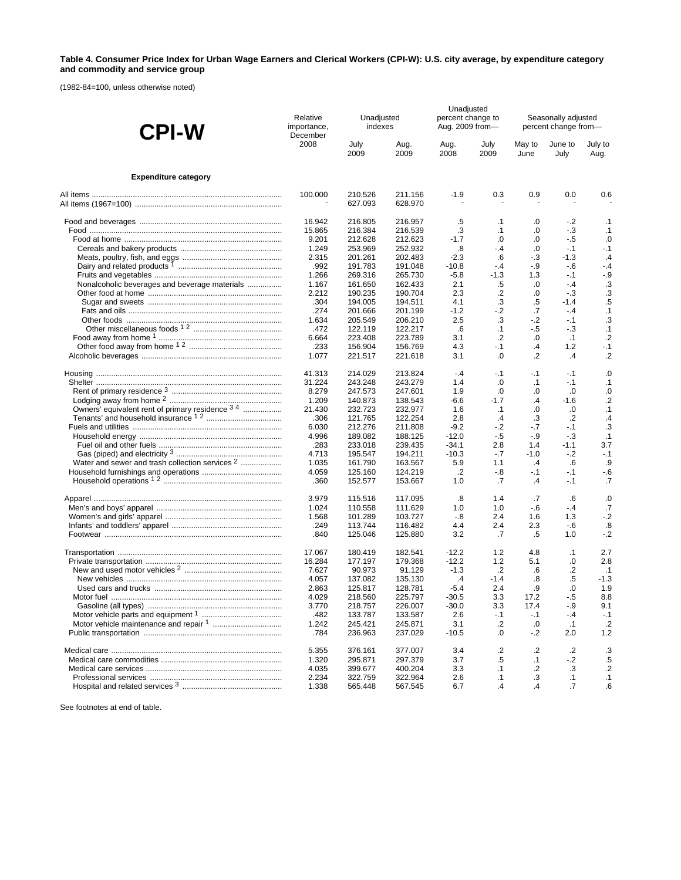**Table 4. Consumer Price Index for Urban Wage Earners and Clerical Workers (CPI-W): U.S. city average, by expenditure category and commodity and service group**

(1982-84=100, unless otherwise noted)

# CPI-W

| Expenditure category | Relative importance, December 2008 | Unadjusted indexes | | Unadjusted percent change to Aug. 2009 from— | | Seasonally adjusted percent change from— | | |
|---|---|---|---|---|---|---|---|---|
| | | July 2009 | Aug. 2009 | Aug. 2008 | July 2009 | May to June | June to July | July to Aug. |
| All items | 100.000 | 210.526 | 211.156 | -1.9 | 0.3 | 0.9 | 0.0 | 0.6 |
| All items (1967=100) | - | 627.093 | 628.970 | - | - | - | - | - |
| Food and beverages | 16.942 | 216.805 | 216.957 | .5 | .1 | .0 | -.2 | .1 |
| Food | 15.865 | 216.384 | 216.539 | .3 | .1 | .0 | -.3 | .1 |
| Food at home | 9.201 | 212.628 | 212.623 | -1.7 | .0 | .0 | -.5 | .0 |
| Cereals and bakery products | 1.249 | 253.969 | 252.932 | .8 | -.4 | .0 | -.1 | -.1 |
| Meats, poultry, fish, and eggs | 2.315 | 201.261 | 202.483 | -2.3 | .6 | -.3 | -1.3 | .4 |
| Dairy and related products [1] | .992 | 191.783 | 191.048 | -10.8 | -.4 | -.9 | -.6 | -.4 |
| Fruits and vegetables | 1.266 | 269.316 | 265.730 | -5.8 | -1.3 | 1.3 | -.1 | -.9 |
| Nonalcoholic beverages and beverage materials | 1.167 | 161.650 | 162.433 | 2.1 | .5 | .0 | -.4 | .3 |
| Other food at home | 2.212 | 190.235 | 190.704 | 2.3 | .2 | .0 | -.3 | .3 |
| Sugar and sweets | .304 | 194.005 | 194.511 | 4.1 | .3 | .5 | -1.4 | .5 |
| Fats and oils | .274 | 201.666 | 201.199 | -1.2 | -.2 | .7 | -.4 | .1 |
| Other foods | 1.634 | 205.549 | 206.210 | 2.5 | .3 | -.2 | -.1 | .3 |
| Other miscellaneous foods [1 2] | .472 | 122.119 | 122.217 | .6 | .1 | -.5 | -.3 | .1 |
| Food away from home [1] | 6.664 | 223.408 | 223.789 | 3.1 | .2 | .0 | .1 | .2 |
| Other food away from home [1 2] | .233 | 156.904 | 156.769 | 4.3 | -.1 | .4 | 1.2 | -.1 |
| Alcoholic beverages | 1.077 | 221.517 | 221.618 | 3.1 | .0 | .2 | .4 | .2 |
| Housing | 41.313 | 214.029 | 213.824 | -.4 | -.1 | -.1 | -.1 | .0 |
| Shelter | 31.224 | 243.248 | 243.279 | 1.4 | .0 | .1 | -.1 | .1 |
| Rent of primary residence [3] | 8.279 | 247.573 | 247.601 | 1.9 | .0 | .0 | .0 | .0 |
| Lodging away from home [2] | 1.209 | 140.873 | 138.543 | -6.6 | -1.7 | .4 | -1.6 | .2 |
| Owners' equivalent rent of primary residence [3 4] | 21.430 | 232.723 | 232.977 | 1.6 | .1 | .0 | .0 | .1 |
| Tenants' and household insurance [1 2] | .306 | 121.765 | 122.254 | 2.8 | .4 | .3 | .2 | .4 |
| Fuels and utilities | 6.030 | 212.276 | 211.808 | -9.2 | -.2 | -.7 | -.1 | .3 |
| Household energy | 4.996 | 189.082 | 188.125 | -12.0 | -.5 | -.9 | -.3 | .1 |
| Fuel oil and other fuels | .283 | 233.018 | 239.435 | -34.1 | 2.8 | 1.4 | -1.1 | 3.7 |
| Gas (piped) and electricity [3] | 4.713 | 195.547 | 194.211 | -10.3 | -.7 | -1.0 | -.2 | -.1 |
| Water and sewer and trash collection services [2] | 1.035 | 161.790 | 163.567 | 5.9 | 1.1 | .4 | .6 | .9 |
| Household furnishings and operations | 4.059 | 125.160 | 124.219 | .2 | -.8 | -.1 | -.1 | -.6 |
| Household operations [1 2] | .360 | 152.577 | 153.667 | 1.0 | .7 | .4 | -.1 | .7 |
| Apparel | 3.979 | 115.516 | 117.095 | .8 | 1.4 | .7 | .6 | .0 |
| Men's and boys' apparel | 1.024 | 110.558 | 111.629 | 1.0 | 1.0 | -.6 | -.4 | .7 |
| Women's and girls' apparel | 1.568 | 101.289 | 103.727 | -.8 | 2.4 | 1.6 | 1.3 | -.2 |
| Infants' and toddlers' apparel | .249 | 113.744 | 116.482 | 4.4 | 2.4 | 2.3 | -.6 | .8 |
| Footwear | .840 | 125.046 | 125.880 | 3.2 | .7 | .5 | 1.0 | -.2 |
| Transportation | 17.067 | 180.419 | 182.541 | -12.2 | 1.2 | 4.8 | .1 | 2.7 |
| Private transportation | 16.284 | 177.197 | 179.368 | -12.2 | 1.2 | 5.1 | .0 | 2.8 |
| New and used motor vehicles [2] | 7.627 | 90.973 | 91.129 | -1.3 | .2 | .6 | .2 | .1 |
| New vehicles | 4.057 | 137.082 | 135.130 | .4 | -1.4 | .8 | .5 | -1.3 |
| Used cars and trucks | 2.863 | 125.817 | 128.781 | -5.4 | 2.4 | .9 | .0 | 1.9 |
| Motor fuel | 4.029 | 218.560 | 225.797 | -30.5 | 3.3 | 17.2 | -.5 | 8.8 |
| Gasoline (all types) | 3.770 | 218.757 | 226.007 | -30.0 | 3.3 | 17.4 | -.9 | 9.1 |
| Motor vehicle parts and equipment [1] | .482 | 133.787 | 133.587 | 2.6 | -.1 | -.1 | -.4 | -.1 |
| Motor vehicle maintenance and repair [1] | 1.242 | 245.421 | 245.871 | 3.1 | .2 | .0 | .1 | .2 |
| Public transportation | .784 | 236.963 | 237.029 | -10.5 | .0 | -.2 | 2.0 | 1.2 |
| Medical care | 5.355 | 376.161 | 377.007 | 3.4 | .2 | .2 | .2 | .3 |
| Medical care commodities | 1.320 | 295.871 | 297.379 | 3.7 | .5 | .1 | -.2 | .5 |
| Medical care services | 4.035 | 399.677 | 400.204 | 3.3 | .1 | .2 | .3 | .2 |
| Professional services | 2.234 | 322.759 | 322.964 | 2.6 | .1 | .3 | .1 | .1 |
| Hospital and related services [3] | 1.338 | 565.448 | 567.545 | 6.7 | .4 | .4 | .7 | .6 |

See footnotes at end of table.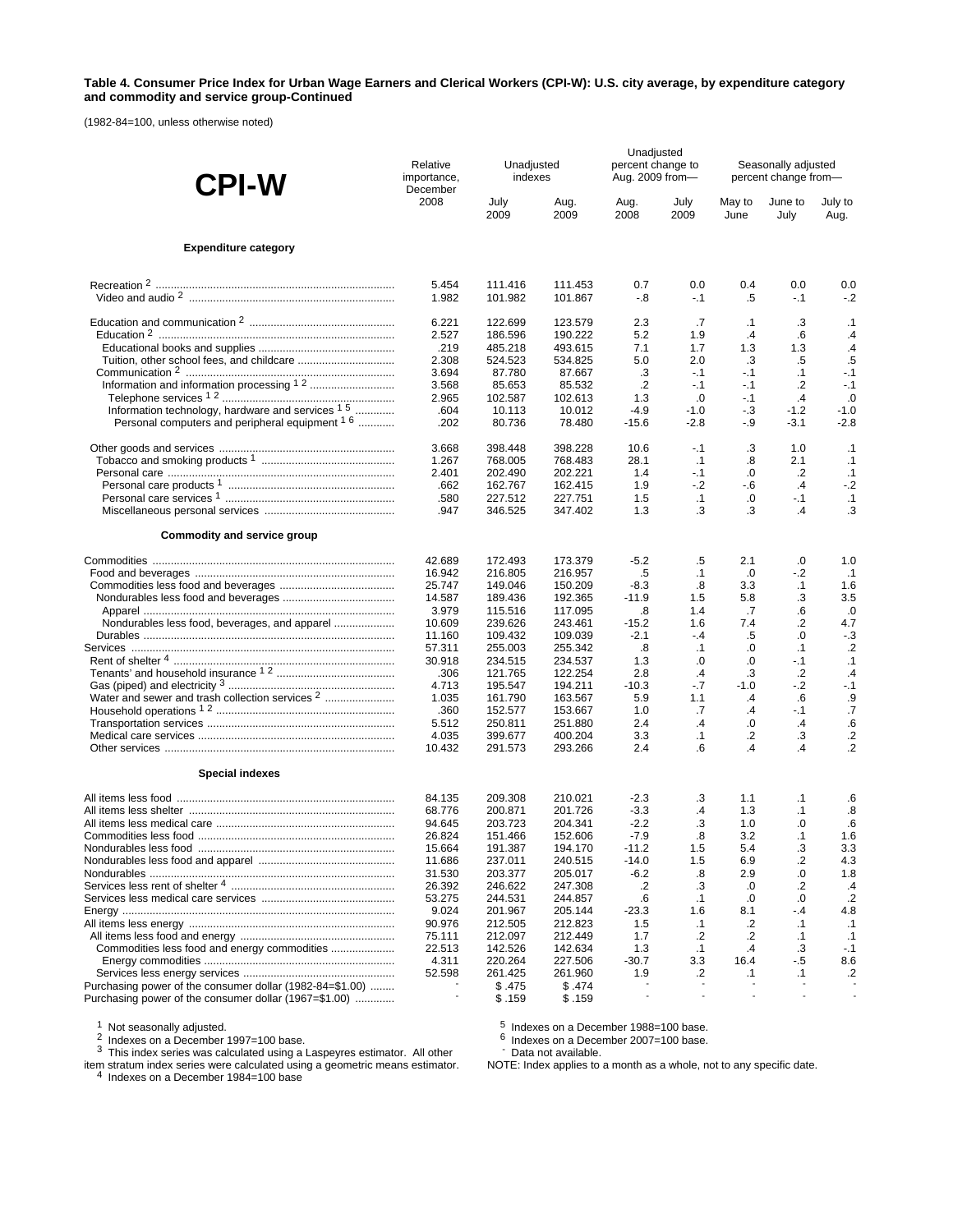**Table 4. Consumer Price Index for Urban Wage Earners and Clerical Workers (CPI-W): U.S. city average, by expenditure category and commodity and service group-Continued**

(1982-84=100, unless otherwise noted)

| CPI-W | Relative importance, December 2008 | Unadjusted indexes | | Unadjusted percent change to Aug. 2009 from— | | Seasonally adjusted percent change from— | | |
|---|---|---|---|---|---|---|---|---|
| | | July 2009 | Aug. 2009 | Aug. 2008 | July 2009 | May to June | June to July | July to Aug. |
| **Expenditure category** | | | | | | | | |
| Recreation [2] | 5.454 | 111.416 | 111.453 | 0.7 | 0.0 | 0.4 | 0.0 | 0.0 |
| Video and audio [2] | 1.982 | 101.982 | 101.867 | -.8 | -.1 | .5 | -.1 | -.2 |
| Education and communication [2] | 6.221 | 122.699 | 123.579 | 2.3 | .7 | .1 | .3 | .1 |
| Education [2] | 2.527 | 186.596 | 190.222 | 5.2 | 1.9 | .4 | .6 | .4 |
| Educational books and supplies | .219 | 485.218 | 493.615 | 7.1 | 1.7 | 1.3 | 1.3 | .4 |
| Tuition, other school fees, and childcare | 2.308 | 524.523 | 534.825 | 5.0 | 2.0 | .3 | .5 | .5 |
| Communication [2] | 3.694 | 87.780 | 87.667 | .3 | -.1 | -.1 | .1 | -.1 |
| Information and information processing [1 2] | 3.568 | 85.653 | 85.532 | .2 | -.1 | -.1 | .2 | -.1 |
| Telephone services [1 2] | 2.965 | 102.587 | 102.613 | 1.3 | .0 | -.1 | .4 | .0 |
| Information technology, hardware and services [1 5] | .604 | 10.113 | 10.012 | -4.9 | -1.0 | -.3 | -1.2 | -1.0 |
| Personal computers and peripheral equipment [1 6] | .202 | 80.736 | 78.480 | -15.6 | -2.8 | -.9 | -3.1 | -2.8 |
| Other goods and services | 3.668 | 398.448 | 398.228 | 10.6 | -.1 | .3 | 1.0 | .1 |
| Tobacco and smoking products [1] | 1.267 | 768.005 | 768.483 | 28.1 | .1 | .8 | 2.1 | .1 |
| Personal care | 2.401 | 202.490 | 202.221 | 1.4 | -.1 | .0 | .2 | .1 |
| Personal care products [1] | .662 | 162.767 | 162.415 | 1.9 | -.2 | -.6 | .4 | -.2 |
| Personal care services [1] | .580 | 227.512 | 227.751 | 1.5 | .1 | .0 | -.1 | .1 |
| Miscellaneous personal services | .947 | 346.525 | 347.402 | 1.3 | .3 | .3 | .4 | .3 |
| **Commodity and service group** | | | | | | | | |
| Commodities | 42.689 | 172.493 | 173.379 | -5.2 | .5 | 2.1 | .0 | 1.0 |
| Food and beverages | 16.942 | 216.805 | 216.957 | .5 | .1 | .0 | -.2 | .1 |
| Commodities less food and beverages | 25.747 | 149.046 | 150.209 | -8.3 | .8 | 3.3 | .1 | 1.6 |
| Nondurables less food and beverages | 14.587 | 189.436 | 192.365 | -11.9 | 1.5 | 5.8 | .3 | 3.5 |
| Apparel | 3.979 | 115.516 | 117.095 | .8 | 1.4 | .7 | .6 | .0 |
| Nondurables less food, beverages, and apparel | 10.609 | 239.626 | 243.461 | -15.2 | 1.6 | 7.4 | .2 | 4.7 |
| Durables | 11.160 | 109.432 | 109.039 | -2.1 | -.4 | .5 | .0 | -.3 |
| Services | 57.311 | 255.003 | 255.342 | .8 | .1 | .0 | .1 | .2 |
| Rent of shelter [4] | 30.918 | 234.515 | 234.537 | 1.3 | .0 | .0 | -.1 | .1 |
| Tenants' and household insurance [1 2] | .306 | 121.765 | 122.254 | 2.8 | .4 | .3 | .2 | .4 |
| Gas (piped) and electricity [3] | 4.713 | 195.547 | 194.211 | -10.3 | -.7 | -1.0 | -.2 | -.1 |
| Water and sewer and trash collection services [2] | 1.035 | 161.790 | 163.567 | 5.9 | 1.1 | .4 | .6 | .9 |
| Household operations [1 2] | .360 | 152.577 | 153.667 | 1.0 | .7 | .4 | -.1 | .7 |
| Transportation services | 5.512 | 250.811 | 251.880 | 2.4 | .4 | .0 | .4 | .6 |
| Medical care services | 4.035 | 399.677 | 400.204 | 3.3 | .1 | .2 | .3 | .2 |
| Other services | 10.432 | 291.573 | 293.266 | 2.4 | .6 | .4 | .4 | .2 |
| **Special indexes** | | | | | | | | |
| All items less food | 84.135 | 209.308 | 210.021 | -2.3 | .3 | 1.1 | .1 | .6 |
| All items less shelter | 68.776 | 200.871 | 201.726 | -3.3 | .4 | 1.3 | .1 | .8 |
| All items less medical care | 94.645 | 203.723 | 204.341 | -2.2 | .3 | 1.0 | .0 | .6 |
| Commodities less food | 26.824 | 151.466 | 152.606 | -7.9 | .8 | 3.2 | .1 | 1.6 |
| Nondurables less food | 15.664 | 191.387 | 194.170 | -11.2 | 1.5 | 5.4 | .3 | 3.3 |
| Nondurables less food and apparel | 11.686 | 237.011 | 240.515 | -14.0 | 1.5 | 6.9 | .2 | 4.3 |
| Nondurables | 31.530 | 203.377 | 205.017 | -6.2 | .8 | 2.9 | .0 | 1.8 |
| Services less rent of shelter [4] | 26.392 | 246.622 | 247.308 | .2 | .3 | .0 | .2 | .4 |
| Services less medical care services | 53.275 | 244.531 | 244.857 | .6 | .1 | .0 | .0 | .2 |
| Energy | 9.024 | 201.967 | 205.144 | -23.3 | 1.6 | 8.1 | -.4 | 4.8 |
| All items less energy | 90.976 | 212.505 | 212.823 | 1.5 | .1 | .2 | .1 | .1 |
| All items less food and energy | 75.111 | 212.097 | 212.449 | 1.7 | .2 | .2 | .1 | .1 |
| Commodities less food and energy commodities | 22.513 | 142.526 | 142.634 | 1.3 | .1 | .4 | .3 | -.1 |
| Energy commodities | 4.311 | 220.264 | 227.506 | -30.7 | 3.3 | 16.4 | -.5 | 8.6 |
| Services less energy services | 52.598 | 261.425 | 261.960 | 1.9 | .2 | .1 | .1 | .2 |
| Purchasing power of the consumer dollar (1982-84=$1.00) | - | $ .475 | $ .474 | - | - | - | - | - |
| Purchasing power of the consumer dollar (1967=$1.00) | - | $ .159 | $ .159 | - | - | - | - | - |

[1] Not seasonally adjusted.
[2] Indexes on a December 1997=100 base.
[3] This index series was calculated using a Laspeyres estimator. All other item stratum index series were calculated using a geometric means estimator.
[4] Indexes on a December 1984=100 base
[5] Indexes on a December 1988=100 base.
[6] Indexes on a December 2007=100 base.
- Data not available.

NOTE: Index applies to a month as a whole, not to any specific date.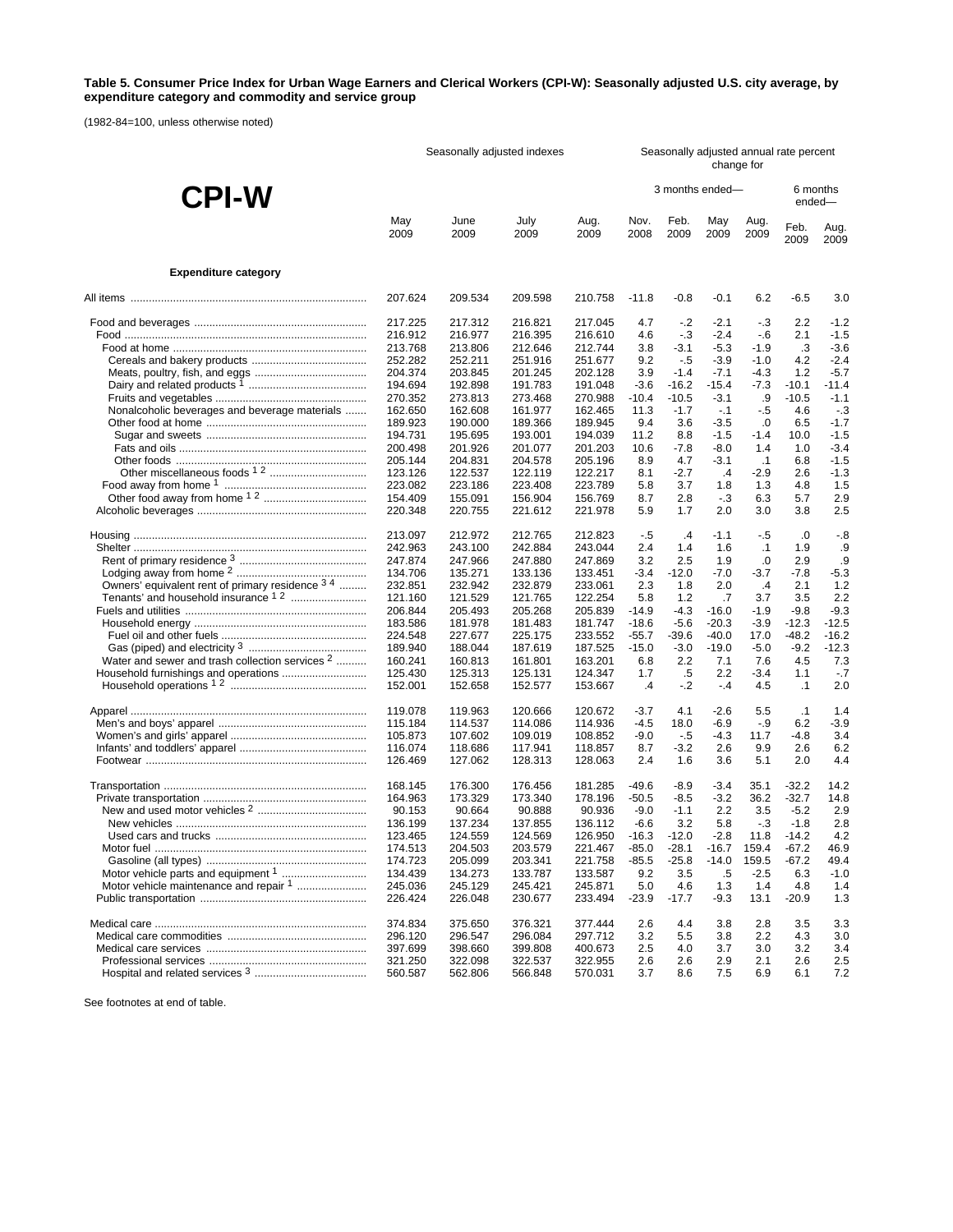**Table 5. Consumer Price Index for Urban Wage Earners and Clerical Workers (CPI-W): Seasonally adjusted U.S. city average, by expenditure category and commodity and service group**

(1982-84=100, unless otherwise noted)

# CPI-W

| | Seasonally adjusted indexes | | | | Seasonally adjusted annual rate percent change for | | | | | |
|---|---|---|---|---|---|---|---|---|---|---|
| | | | | | 3 months ended— | | | | 6 months ended— | |
| | May 2009 | June 2009 | July 2009 | Aug. 2009 | Nov. 2008 | Feb. 2009 | May 2009 | Aug. 2009 | Feb. 2009 | Aug. 2009 |
| **Expenditure category** | | | | | | | | | | |
| All items | 207.624 | 209.534 | 209.598 | 210.758 | -11.8 | -0.8 | -0.1 | 6.2 | -6.5 | 3.0 |
| Food and beverages | 217.225 | 217.312 | 216.821 | 217.045 | 4.7 | -.2 | -2.1 | -.3 | 2.2 | -1.2 |
| Food | 216.912 | 216.977 | 216.395 | 216.610 | 4.6 | -.3 | -2.4 | -.6 | 2.1 | -1.5 |
| Food at home | 213.768 | 213.806 | 212.646 | 212.744 | 3.8 | -3.1 | -5.3 | -1.9 | .3 | -3.6 |
| Cereals and bakery products | 252.282 | 252.211 | 251.916 | 251.677 | 9.2 | -.5 | -3.9 | -1.0 | 4.2 | -2.4 |
| Meats, poultry, fish, and eggs | 204.374 | 203.845 | 201.245 | 202.128 | 3.9 | -1.4 | -7.1 | -4.3 | 1.2 | -5.7 |
| Dairy and related products [1] | 194.694 | 192.898 | 191.783 | 191.048 | -3.6 | -16.2 | -15.4 | -7.3 | -10.1 | -11.4 |
| Fruits and vegetables | 270.352 | 273.813 | 273.468 | 270.988 | -10.4 | -10.5 | -3.1 | .9 | -10.5 | -1.1 |
| Nonalcoholic beverages and beverage materials | 162.650 | 162.608 | 161.977 | 162.465 | 11.3 | -1.7 | -.1 | -.5 | 4.6 | -.3 |
| Other food at home | 189.923 | 190.000 | 189.366 | 189.945 | 9.4 | 3.6 | -3.5 | .0 | 6.5 | -1.7 |
| Sugar and sweets | 194.731 | 195.695 | 193.001 | 194.039 | 11.2 | 8.8 | -1.5 | -1.4 | 10.0 | -1.5 |
| Fats and oils | 200.498 | 201.926 | 201.077 | 201.203 | 10.6 | -7.8 | -8.0 | 1.4 | 1.0 | -3.4 |
| Other foods | 205.144 | 204.831 | 204.578 | 205.196 | 8.9 | 4.7 | -3.1 | .1 | 6.8 | -1.5 |
| Other miscellaneous foods [1 2] | 123.126 | 122.537 | 122.119 | 122.217 | 8.1 | -2.7 | .4 | -2.9 | 2.6 | -1.3 |
| Food away from home [1] | 223.082 | 223.186 | 223.408 | 223.789 | 5.8 | 3.7 | 1.8 | 1.3 | 4.8 | 1.5 |
| Other food away from home [1 2] | 154.409 | 155.091 | 156.904 | 156.769 | 8.7 | 2.8 | -.3 | 6.3 | 5.7 | 2.9 |
| Alcoholic beverages | 220.348 | 220.755 | 221.612 | 221.978 | 5.9 | 1.7 | 2.0 | 3.0 | 3.8 | 2.5 |
| Housing | 213.097 | 212.972 | 212.765 | 212.823 | -.5 | .4 | -1.1 | -.5 | .0 | -.8 |
| Shelter | 242.963 | 243.100 | 242.884 | 243.044 | 2.4 | 1.4 | 1.6 | .1 | 1.9 | .9 |
| Rent of primary residence [3] | 247.874 | 247.966 | 247.880 | 247.869 | 3.2 | 2.5 | 1.9 | .0 | 2.9 | .9 |
| Lodging away from home [2] | 134.706 | 135.271 | 133.136 | 133.451 | -3.4 | -12.0 | -7.0 | -3.7 | -7.8 | -5.3 |
| Owners' equivalent rent of primary residence [3 4] | 232.851 | 232.942 | 232.879 | 233.061 | 2.3 | 1.8 | 2.0 | .4 | 2.1 | 1.2 |
| Tenants' and household insurance [1 2] | 121.160 | 121.529 | 121.765 | 122.254 | 5.8 | 1.2 | .7 | 3.7 | 3.5 | 2.2 |
| Fuels and utilities | 206.844 | 205.493 | 205.268 | 205.839 | -14.9 | -4.3 | -16.0 | -1.9 | -9.8 | -9.3 |
| Household energy | 183.586 | 181.978 | 181.483 | 181.747 | -18.6 | -5.6 | -20.3 | -3.9 | -12.3 | -12.5 |
| Fuel oil and other fuels | 224.548 | 227.677 | 225.175 | 233.552 | -55.7 | -39.6 | -40.0 | 17.0 | -48.2 | -16.2 |
| Gas (piped) and electricity [3] | 189.940 | 188.044 | 187.619 | 187.525 | -15.0 | -3.0 | -19.0 | -5.0 | -9.2 | -12.3 |
| Water and sewer and trash collection services [2] | 160.241 | 160.813 | 161.801 | 163.201 | 6.8 | 2.2 | 7.1 | 7.6 | 4.5 | 7.3 |
| Household furnishings and operations | 125.430 | 125.313 | 125.131 | 124.347 | 1.7 | .5 | 2.2 | -3.4 | 1.1 | -.7 |
| Household operations [1 2] | 152.001 | 152.658 | 152.577 | 153.667 | .4 | -.2 | -.4 | 4.5 | .1 | 2.0 |
| Apparel | 119.078 | 119.963 | 120.666 | 120.672 | -3.7 | 4.1 | -2.6 | 5.5 | .1 | 1.4 |
| Men's and boys' apparel | 115.184 | 114.537 | 114.086 | 114.936 | -4.5 | 18.0 | -6.9 | -.9 | 6.2 | -3.9 |
| Women's and girls' apparel | 105.873 | 107.602 | 109.019 | 108.852 | -9.0 | -.5 | -4.3 | 11.7 | -4.8 | 3.4 |
| Infants' and toddlers' apparel | 116.074 | 118.686 | 117.941 | 118.857 | 8.7 | -3.2 | 2.6 | 9.9 | 2.6 | 6.2 |
| Footwear | 126.469 | 127.062 | 128.313 | 128.063 | 2.4 | 1.6 | 3.6 | 5.1 | 2.0 | 4.4 |
| Transportation | 168.145 | 176.300 | 176.456 | 181.285 | -49.6 | -8.9 | -3.4 | 35.1 | -32.2 | 14.2 |
| Private transportation | 164.963 | 173.329 | 173.340 | 178.196 | -50.5 | -8.5 | -3.2 | 36.2 | -32.7 | 14.8 |
| New and used motor vehicles [2] | 90.153 | 90.664 | 90.888 | 90.936 | -9.0 | -1.1 | 2.2 | 3.5 | -5.2 | 2.9 |
| New vehicles | 136.199 | 137.234 | 137.855 | 136.112 | -6.6 | 3.2 | 5.8 | -.3 | -1.8 | 2.8 |
| Used cars and trucks | 123.465 | 124.559 | 124.569 | 126.950 | -16.3 | -12.0 | -2.8 | 11.8 | -14.2 | 4.2 |
| Motor fuel | 174.513 | 204.503 | 203.579 | 221.467 | -85.0 | -28.1 | -16.7 | 159.4 | -67.2 | 46.9 |
| Gasoline (all types) | 174.723 | 205.099 | 203.341 | 221.758 | -85.5 | -25.8 | -14.0 | 159.5 | -67.2 | 49.4 |
| Motor vehicle parts and equipment [1] | 134.439 | 134.273 | 133.787 | 133.587 | 9.2 | 3.5 | .5 | -2.5 | 6.3 | -1.0 |
| Motor vehicle maintenance and repair [1] | 245.036 | 245.129 | 245.421 | 245.871 | 5.0 | 4.6 | 1.3 | 1.4 | 4.8 | 1.4 |
| Public transportation | 226.424 | 226.048 | 230.677 | 233.494 | -23.9 | -17.7 | -9.3 | 13.1 | -20.9 | 1.3 |
| Medical care | 374.834 | 375.650 | 376.321 | 377.444 | 2.6 | 4.4 | 3.8 | 2.8 | 3.5 | 3.3 |
| Medical care commodities | 296.120 | 296.547 | 296.084 | 297.712 | 3.2 | 5.5 | 3.8 | 2.2 | 4.3 | 3.0 |
| Medical care services | 397.699 | 398.660 | 399.808 | 400.673 | 2.5 | 4.0 | 3.7 | 3.0 | 3.2 | 3.4 |
| Professional services | 321.250 | 322.098 | 322.537 | 322.955 | 2.6 | 2.6 | 2.9 | 2.1 | 2.6 | 2.5 |
| Hospital and related services [3] | 560.587 | 562.806 | 566.848 | 570.031 | 3.7 | 8.6 | 7.5 | 6.9 | 6.1 | 7.2 |

See footnotes at end of table.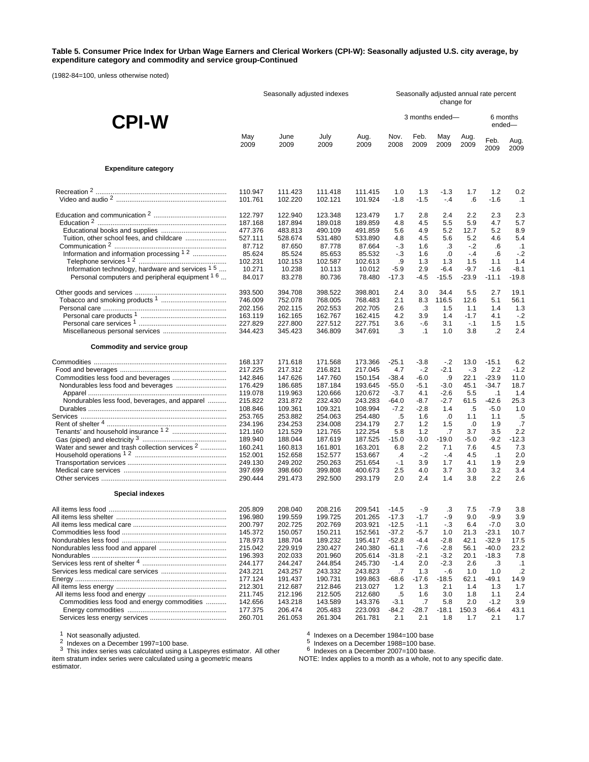**Table 5. Consumer Price Index for Urban Wage Earners and Clerical Workers (CPI-W): Seasonally adjusted U.S. city average, by expenditure category and commodity and service group-Continued**

(1982-84=100, unless otherwise noted)

# CPI-W

| | Seasonally adjusted indexes | | | | Seasonally adjusted annual rate percent change for | | | | | |
|---|---|---|---|---|---|---|---|---|---|---|
| | | | | | 3 months ended— | | | | 6 months ended— | |
| | May 2009 | June 2009 | July 2009 | Aug. 2009 | Nov. 2008 | Feb. 2009 | May 2009 | Aug. 2009 | Feb. 2009 | Aug. 2009 |
| **Expenditure category** | | | | | | | | | | |
| Recreation [2] | 110.947 | 111.423 | 111.418 | 111.415 | 1.0 | 1.3 | -1.3 | 1.7 | 1.2 | 0.2 |
| Video and audio [2] | 101.761 | 102.220 | 102.121 | 101.924 | -1.8 | -1.5 | -.4 | .6 | -1.6 | .1 |
| Education and communication [2] | 122.797 | 122.940 | 123.348 | 123.479 | 1.7 | 2.8 | 2.4 | 2.2 | 2.3 | 2.3 |
| Education [2] | 187.168 | 187.894 | 189.018 | 189.859 | 4.8 | 4.5 | 5.5 | 5.9 | 4.7 | 5.7 |
| Educational books and supplies | 477.376 | 483.813 | 490.109 | 491.859 | 5.6 | 4.9 | 5.2 | 12.7 | 5.2 | 8.9 |
| Tuition, other school fees, and childcare | 527.111 | 528.674 | 531.480 | 533.890 | 4.8 | 4.5 | 5.6 | 5.2 | 4.6 | 5.4 |
| Communication [2] | 87.712 | 87.650 | 87.778 | 87.664 | -.3 | 1.6 | .3 | -.2 | .6 | .1 |
| Information and information processing [1 2] | 85.624 | 85.524 | 85.653 | 85.532 | -.3 | 1.6 | .0 | -.4 | .6 | -.2 |
| Telephone services [1 2] | 102.231 | 102.153 | 102.587 | 102.613 | .9 | 1.3 | 1.3 | 1.5 | 1.1 | 1.4 |
| Information technology, hardware and services [1 5] | 10.271 | 10.238 | 10.113 | 10.012 | -5.9 | 2.9 | -6.4 | -9.7 | -1.6 | -8.1 |
| Personal computers and peripheral equipment [1 6] | 84.017 | 83.278 | 80.736 | 78.480 | -17.3 | -4.5 | -15.5 | -23.9 | -11.1 | -19.8 |
| Other goods and services | 393.500 | 394.708 | 398.522 | 398.801 | 2.4 | 3.0 | 34.4 | 5.5 | 2.7 | 19.1 |
| Tobacco and smoking products [1] | 746.009 | 752.078 | 768.005 | 768.483 | 2.1 | 8.3 | 116.5 | 12.6 | 5.1 | 56.1 |
| Personal care | 202.156 | 202.115 | 202.553 | 202.705 | 2.6 | .3 | 1.5 | 1.1 | 1.4 | 1.3 |
| Personal care products [1] | 163.119 | 162.165 | 162.767 | 162.415 | 4.2 | 3.9 | 1.4 | -1.7 | 4.1 | -.2 |
| Personal care services [1] | 227.829 | 227.800 | 227.512 | 227.751 | 3.6 | -.6 | 3.1 | -.1 | 1.5 | 1.5 |
| Miscellaneous personal services | 344.423 | 345.423 | 346.809 | 347.691 | .3 | .1 | 1.0 | 3.8 | .2 | 2.4 |
| **Commodity and service group** | | | | | | | | | | |
| Commodities | 168.137 | 171.618 | 171.568 | 173.366 | -25.1 | -3.8 | -.2 | 13.0 | -15.1 | 6.2 |
| Food and beverages | 217.225 | 217.312 | 216.821 | 217.045 | 4.7 | -.2 | -2.1 | -.3 | 2.2 | -1.2 |
| Commodities less food and beverages | 142.846 | 147.626 | 147.760 | 150.154 | -38.4 | -6.0 | .9 | 22.1 | -23.9 | 11.0 |
| Nondurables less food and beverages | 176.429 | 186.685 | 187.184 | 193.645 | -55.0 | -5.1 | -3.0 | 45.1 | -34.7 | 18.7 |
| Apparel | 119.078 | 119.963 | 120.666 | 120.672 | -3.7 | 4.1 | -2.6 | 5.5 | .1 | 1.4 |
| Nondurables less food, beverages, and apparel | 215.822 | 231.872 | 232.430 | 243.283 | -64.0 | -8.7 | -2.7 | 61.5 | -42.6 | 25.3 |
| Durables | 108.846 | 109.361 | 109.321 | 108.994 | -7.2 | -2.8 | 1.4 | .5 | -5.0 | 1.0 |
| Services | 253.765 | 253.882 | 254.063 | 254.480 | .5 | 1.6 | .0 | 1.1 | 1.1 | .5 |
| Rent of shelter [4] | 234.196 | 234.253 | 234.008 | 234.179 | 2.7 | 1.2 | 1.5 | .0 | 1.9 | .7 |
| Tenants' and household insurance [1 2] | 121.160 | 121.529 | 121.765 | 122.254 | 5.8 | 1.2 | .7 | 3.7 | 3.5 | 2.2 |
| Gas (piped) and electricity [3] | 189.940 | 188.044 | 187.619 | 187.525 | -15.0 | -3.0 | -19.0 | -5.0 | -9.2 | -12.3 |
| Water and sewer and trash collection services [2] | 160.241 | 160.813 | 161.801 | 163.201 | 6.8 | 2.2 | 7.1 | 7.6 | 4.5 | 7.3 |
| Household operations [1 2] | 152.001 | 152.658 | 152.577 | 153.667 | .4 | -.2 | -.4 | 4.5 | .1 | 2.0 |
| Transportation services | 249.130 | 249.202 | 250.263 | 251.654 | -.1 | 3.9 | 1.7 | 4.1 | 1.9 | 2.9 |
| Medical care services | 397.699 | 398.660 | 399.808 | 400.673 | 2.5 | 4.0 | 3.7 | 3.0 | 3.2 | 3.4 |
| Other services | 290.444 | 291.473 | 292.500 | 293.179 | 2.0 | 2.4 | 1.4 | 3.8 | 2.2 | 2.6 |
| **Special indexes** | | | | | | | | | | |
| All items less food | 205.809 | 208.040 | 208.216 | 209.541 | -14.5 | -.9 | .3 | 7.5 | -7.9 | 3.8 |
| All items less shelter | 196.980 | 199.559 | 199.725 | 201.265 | -17.3 | -1.7 | -.9 | 9.0 | -9.9 | 3.9 |
| All items less medical care | 200.797 | 202.725 | 202.769 | 203.921 | -12.5 | -1.1 | -.3 | 6.4 | -7.0 | 3.0 |
| Commodities less food | 145.372 | 150.057 | 150.211 | 152.561 | -37.2 | -5.7 | 1.0 | 21.3 | -23.1 | 10.7 |
| Nondurables less food | 178.973 | 188.704 | 189.232 | 195.417 | -52.8 | -4.4 | -2.8 | 42.1 | -32.9 | 17.5 |
| Nondurables less food and apparel | 215.042 | 229.919 | 230.427 | 240.380 | -61.1 | -7.6 | -2.8 | 56.1 | -40.0 | 23.2 |
| Nondurables | 196.393 | 202.033 | 201.960 | 205.614 | -31.8 | -2.1 | -3.2 | 20.1 | -18.3 | 7.8 |
| Services less rent of shelter [4] | 244.177 | 244.247 | 244.854 | 245.730 | -1.4 | 2.0 | -2.3 | 2.6 | .3 | .1 |
| Services less medical care services | 243.221 | 243.257 | 243.332 | 243.823 | .7 | 1.3 | -.6 | 1.0 | 1.0 | .2 |
| Energy | 177.124 | 191.437 | 190.731 | 199.863 | -68.6 | -17.6 | -18.5 | 62.1 | -49.1 | 14.9 |
| All items less energy | 212.301 | 212.687 | 212.846 | 213.027 | 1.2 | 1.3 | 2.1 | 1.4 | 1.3 | 1.7 |
| All items less food and energy | 211.745 | 212.196 | 212.505 | 212.680 | .5 | 1.6 | 3.0 | 1.8 | 1.1 | 2.4 |
| Commodities less food and energy commodities | 142.656 | 143.218 | 143.589 | 143.376 | -3.1 | .7 | 5.8 | 2.0 | -1.2 | 3.9 |
| Energy commodities | 177.375 | 206.474 | 205.483 | 223.093 | -84.2 | -28.7 | -18.1 | 150.3 | -66.4 | 43.1 |
| Services less energy services | 260.701 | 261.053 | 261.304 | 261.781 | 2.1 | 2.1 | 1.8 | 1.7 | 2.1 | 1.7 |

[1] Not seasonally adjusted.
[2] Indexes on a December 1997=100 base.
[3] This index series was calculated using a Laspeyres estimator. All other item stratum index series were calculated using a geometric means estimator.
[4] Indexes on a December 1984=100 base
[5] Indexes on a December 1988=100 base.
[6] Indexes on a December 2007=100 base.
NOTE: Index applies to a month as a whole, not to any specific date.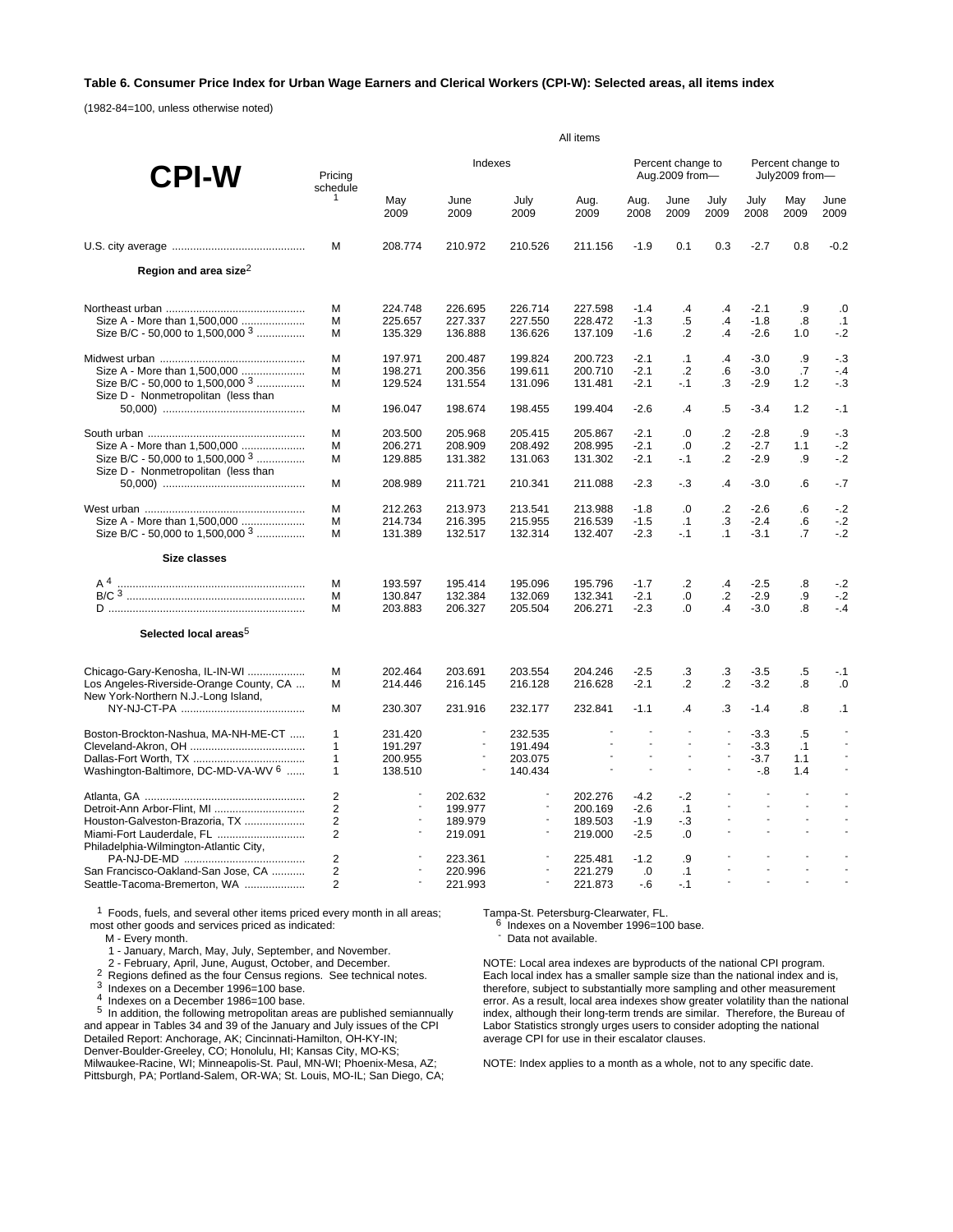**Table 6. Consumer Price Index for Urban Wage Earners and Clerical Workers (CPI-W): Selected areas, all items index**

(1982-84=100, unless otherwise noted)

| CPI-W | Pricing schedule [1] | All items | | | | | | | | | |
|---|---|---|---|---|---|---|---|---|---|---|---|
| | | Indexes | | | | Percent change to Aug.2009 from— | | | Percent change to July2009 from— | | |
| | | May 2009 | June 2009 | July 2009 | Aug. 2009 | Aug. 2008 | June 2009 | July 2009 | July 2008 | May 2009 | June 2009 |
| U.S. city average | M | 208.774 | 210.972 | 210.526 | 211.156 | -1.9 | 0.1 | 0.3 | -2.7 | 0.8 | -0.2 |
| **Region and area size** [2] | | | | | | | | | | | |
| Northeast urban | M | 224.748 | 226.695 | 226.714 | 227.598 | -1.4 | .4 | .4 | -2.1 | .9 | .0 |
| Size A - More than 1,500,000 | M | 225.657 | 227.337 | 227.550 | 228.472 | -1.3 | .5 | .4 | -1.8 | .8 | .1 |
| Size B/C - 50,000 to 1,500,000 [3] | M | 135.329 | 136.888 | 136.626 | 137.109 | -1.6 | .2 | .4 | -2.6 | 1.0 | -.2 |
| Midwest urban | M | 197.971 | 200.487 | 199.824 | 200.723 | -2.1 | .1 | .4 | -3.0 | .9 | -.3 |
| Size A - More than 1,500,000 | M | 198.271 | 200.356 | 199.611 | 200.710 | -2.1 | .2 | .6 | -3.0 | .7 | -.4 |
| Size B/C - 50,000 to 1,500,000 [3] | M | 129.524 | 131.554 | 131.096 | 131.481 | -2.1 | -.1 | .3 | -2.9 | 1.2 | -.3 |
| Size D - Nonmetropolitan (less than 50,000) | M | 196.047 | 198.674 | 198.455 | 199.404 | -2.6 | .4 | .5 | -3.4 | 1.2 | -.1 |
| South urban | M | 203.500 | 205.968 | 205.415 | 205.867 | -2.1 | .0 | .2 | -2.8 | .9 | -.3 |
| Size A - More than 1,500,000 | M | 206.271 | 208.909 | 208.492 | 208.995 | -2.1 | .0 | .2 | -2.7 | 1.1 | -.2 |
| Size B/C - 50,000 to 1,500,000 [3] | M | 129.885 | 131.382 | 131.063 | 131.302 | -2.1 | -.1 | .2 | -2.9 | .9 | -.2 |
| Size D - Nonmetropolitan (less than 50,000) | M | 208.989 | 211.721 | 210.341 | 211.088 | -2.3 | -.3 | .4 | -3.0 | .6 | -.7 |
| West urban | M | 212.263 | 213.973 | 213.541 | 213.988 | -1.8 | .0 | .2 | -2.6 | .6 | -.2 |
| Size A - More than 1,500,000 | M | 214.734 | 216.395 | 215.955 | 216.539 | -1.5 | .1 | .3 | -2.4 | .6 | -.2 |
| Size B/C - 50,000 to 1,500,000 [3] | M | 131.389 | 132.517 | 132.314 | 132.407 | -2.3 | -.1 | .1 | -3.1 | .7 | -.2 |
| **Size classes** | | | | | | | | | | | |
| A [4] | M | 193.597 | 195.414 | 195.096 | 195.796 | -1.7 | .2 | .4 | -2.5 | .8 | -.2 |
| B/C [3] | M | 130.847 | 132.384 | 132.069 | 132.341 | -2.1 | .0 | .2 | -2.9 | .9 | -.2 |
| D | M | 203.883 | 206.327 | 205.504 | 206.271 | -2.3 | .0 | .4 | -3.0 | .8 | -.4 |
| **Selected local areas** [5] | | | | | | | | | | | |
| Chicago-Gary-Kenosha, IL-IN-WI | M | 202.464 | 203.691 | 203.554 | 204.246 | -2.5 | .3 | .3 | -3.5 | .5 | -.1 |
| Los Angeles-Riverside-Orange County, CA | M | 214.446 | 216.145 | 216.128 | 216.628 | -2.1 | .2 | .2 | -3.2 | .8 | .0 |
| New York-Northern N.J.-Long Island, NY-NJ-CT-PA | M | 230.307 | 231.916 | 232.177 | 232.841 | -1.1 | .4 | .3 | -1.4 | .8 | .1 |
| Boston-Brockton-Nashua, MA-NH-ME-CT | 1 | 231.420 | - | 232.535 | - | - | - | - | -3.3 | .5 | - |
| Cleveland-Akron, OH | 1 | 191.297 | - | 191.494 | - | - | - | - | -3.3 | .1 | - |
| Dallas-Fort Worth, TX | 1 | 200.955 | - | 203.075 | - | - | - | - | -3.7 | 1.1 | - |
| Washington-Baltimore, DC-MD-VA-WV [6] | 1 | 138.510 | - | 140.434 | - | - | - | - | -.8 | 1.4 | - |
| Atlanta, GA | 2 | - | 202.632 | - | 202.276 | -4.2 | -.2 | - | - | - | - |
| Detroit-Ann Arbor-Flint, MI | 2 | - | 199.977 | - | 200.169 | -2.6 | .1 | - | - | - | - |
| Houston-Galveston-Brazoria, TX | 2 | - | 189.979 | - | 189.503 | -1.9 | -.3 | - | - | - | - |
| Miami-Fort Lauderdale, FL | 2 | - | 219.091 | - | 219.000 | -2.5 | .0 | - | - | - | - |
| Philadelphia-Wilmington-Atlantic City, PA-NJ-DE-MD | 2 | - | 223.361 | - | 225.481 | -1.2 | .9 | - | - | - | - |
| San Francisco-Oakland-San Jose, CA | 2 | - | 220.996 | - | 221.279 | .0 | .1 | - | - | - | - |
| Seattle-Tacoma-Bremerton, WA | 2 | - | 221.993 | - | 221.873 | -.6 | -.1 | - | - | - | - |

[1] Foods, fuels, and several other items priced every month in all areas; most other goods and services priced as indicated:

M - Every month.

1 - January, March, May, July, September, and November.

2 - February, April, June, August, October, and December.

[2] Regions defined as the four Census regions. See technical notes.

[3] Indexes on a December 1996=100 base.

[4] Indexes on a December 1986=100 base.

[5] In addition, the following metropolitan areas are published semiannually and appear in Tables 34 and 39 of the January and July issues of the CPI Detailed Report: Anchorage, AK; Cincinnati-Hamilton, OH-KY-IN; Denver-Boulder-Greeley, CO; Honolulu, HI; Kansas City, MO-KS; Milwaukee-Racine, WI; Minneapolis-St. Paul, MN-WI; Phoenix-Mesa, AZ; Pittsburgh, PA; Portland-Salem, OR-WA; St. Louis, MO-IL; San Diego, CA; Tampa-St. Petersburg-Clearwater, FL.

[6] Indexes on a November 1996=100 base.

\- Data not available.

NOTE: Local area indexes are byproducts of the national CPI program. Each local index has a smaller sample size than the national index and is, therefore, subject to substantially more sampling and other measurement error. As a result, local area indexes show greater volatility than the national index, although their long-term trends are similar. Therefore, the Bureau of Labor Statistics strongly urges users to consider adopting the national average CPI for use in their escalator clauses.

NOTE: Index applies to a month as a whole, not to any specific date.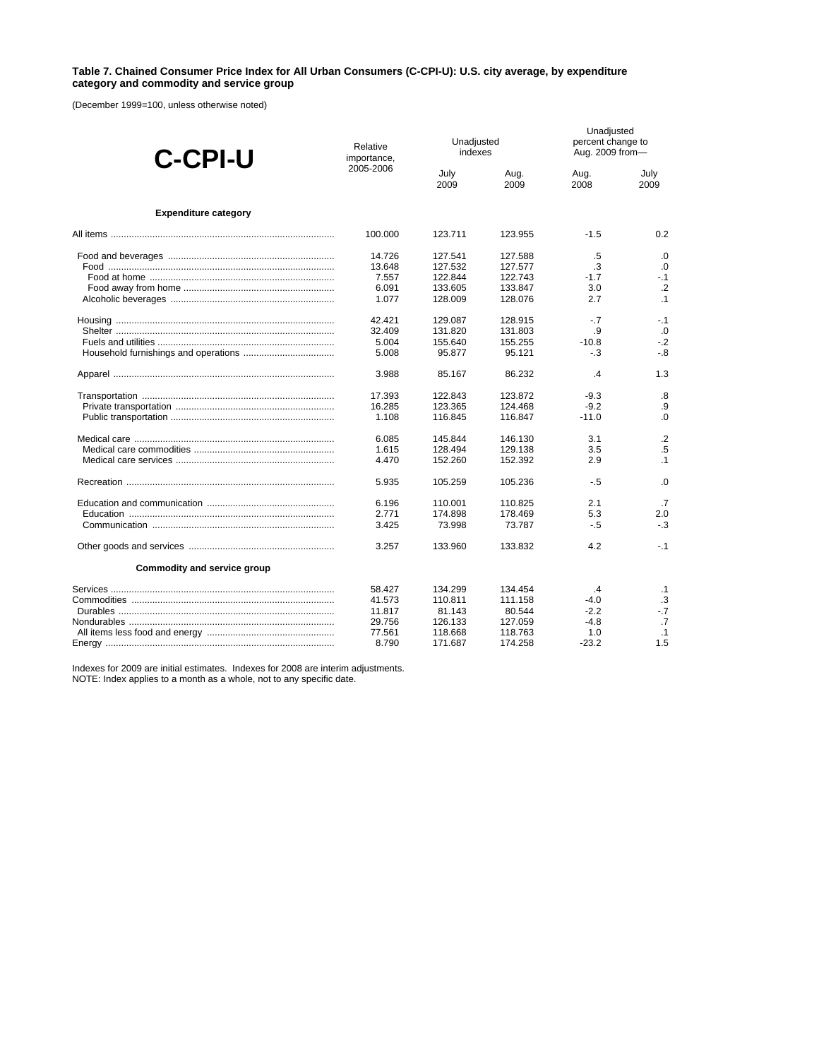**Table 7. Chained Consumer Price Index for All Urban Consumers (C-CPI-U): U.S. city average, by expenditure category and commodity and service group**

(December 1999=100, unless otherwise noted)

| C-CPI-U | Relative importance, 2005-2006 | Unadjusted indexes | | Unadjusted percent change to Aug. 2009 from— | |
|---|---|---|---|---|---|
| | | July 2009 | Aug. 2009 | Aug. 2008 | July 2009 |
| **Expenditure category** | | | | | |
| All items | 100.000 | 123.711 | 123.955 | -1.5 | 0.2 |
| Food and beverages | 14.726 | 127.541 | 127.588 | .5 | .0 |
| Food | 13.648 | 127.532 | 127.577 | .3 | .0 |
| Food at home | 7.557 | 122.844 | 122.743 | -1.7 | -.1 |
| Food away from home | 6.091 | 133.605 | 133.847 | 3.0 | .2 |
| Alcoholic beverages | 1.077 | 128.009 | 128.076 | 2.7 | .1 |
| Housing | 42.421 | 129.087 | 128.915 | -.7 | -.1 |
| Shelter | 32.409 | 131.820 | 131.803 | .9 | .0 |
| Fuels and utilities | 5.004 | 155.640 | 155.255 | -10.8 | -.2 |
| Household furnishings and operations | 5.008 | 95.877 | 95.121 | -.3 | -.8 |
| Apparel | 3.988 | 85.167 | 86.232 | .4 | 1.3 |
| Transportation | 17.393 | 122.843 | 123.872 | -9.3 | .8 |
| Private transportation | 16.285 | 123.365 | 124.468 | -9.2 | .9 |
| Public transportation | 1.108 | 116.845 | 116.847 | -11.0 | .0 |
| Medical care | 6.085 | 145.844 | 146.130 | 3.1 | .2 |
| Medical care commodities | 1.615 | 128.494 | 129.138 | 3.5 | .5 |
| Medical care services | 4.470 | 152.260 | 152.392 | 2.9 | .1 |
| Recreation | 5.935 | 105.259 | 105.236 | -.5 | .0 |
| Education and communication | 6.196 | 110.001 | 110.825 | 2.1 | .7 |
| Education | 2.771 | 174.898 | 178.469 | 5.3 | 2.0 |
| Communication | 3.425 | 73.998 | 73.787 | -.5 | -.3 |
| Other goods and services | 3.257 | 133.960 | 133.832 | 4.2 | -.1 |
| **Commodity and service group** | | | | | |
| Services | 58.427 | 134.299 | 134.454 | .4 | .1 |
| Commodities | 41.573 | 110.811 | 111.158 | -4.0 | .3 |
| Durables | 11.817 | 81.143 | 80.544 | -2.2 | -.7 |
| Nondurables | 29.756 | 126.133 | 127.059 | -4.8 | .7 |
| All items less food and energy | 77.561 | 118.668 | 118.763 | 1.0 | .1 |
| Energy | 8.790 | 171.687 | 174.258 | -23.2 | 1.5 |

Indexes for 2009 are initial estimates. Indexes for 2008 are interim adjustments.
NOTE: Index applies to a month as a whole, not to any specific date.